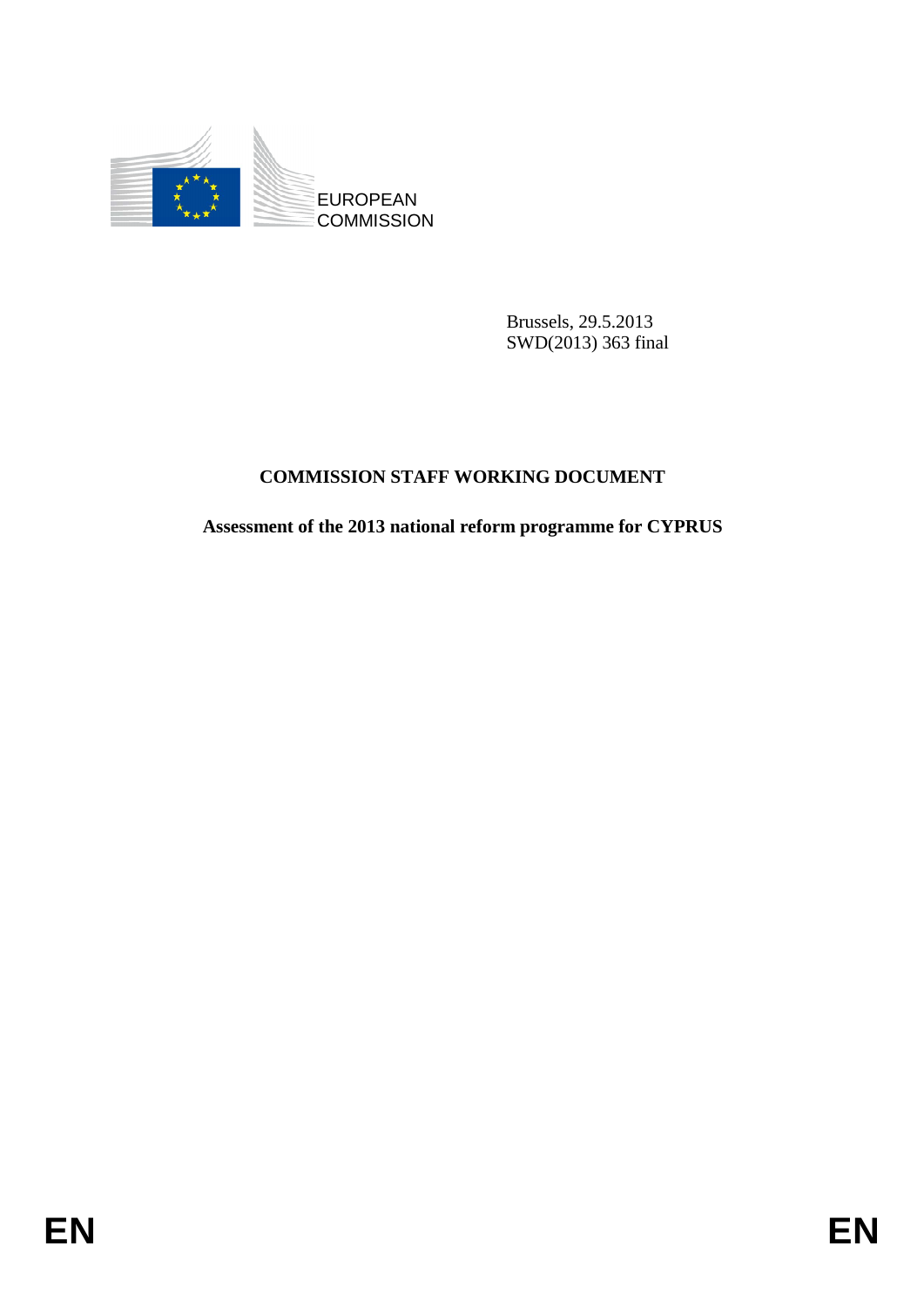EUROPEAN
COMMISSION

Brussels, 29.5.2013
SWD(2013) 363 final

**COMMISSION STAFF WORKING DOCUMENT**

**Assessment of the 2013 national reform programme for CYPRUS**

EN EN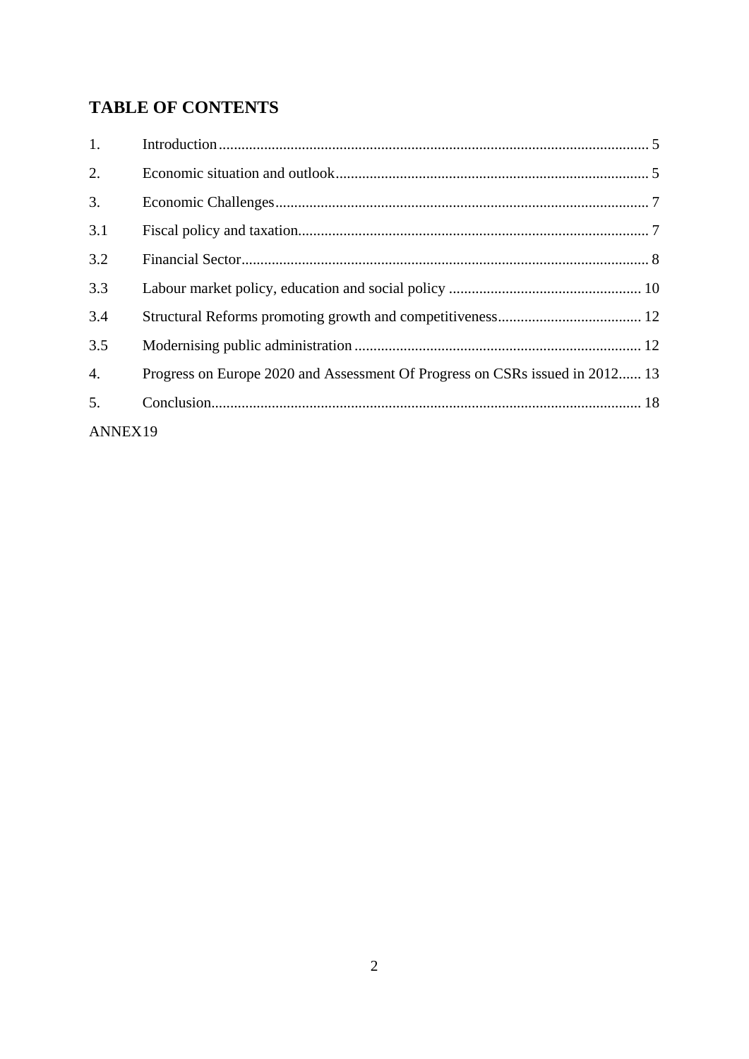# TABLE OF CONTENTS

| | | |
|---|---|---|
| 1. | Introduction | 5 |
| 2. | Economic situation and outlook | 5 |
| 3. | Economic Challenges | 7 |
| 3.1 | Fiscal policy and taxation | 7 |
| 3.2 | Financial Sector | 8 |
| 3.3 | Labour market policy, education and social policy | 10 |
| 3.4 | Structural Reforms promoting growth and competitiveness | 12 |
| 3.5 | Modernising public administration | 12 |
| 4. | Progress on Europe 2020 and Assessment Of Progress on CSRs issued in 2012 | 13 |
| 5. | Conclusion | 18 |

ANNEX19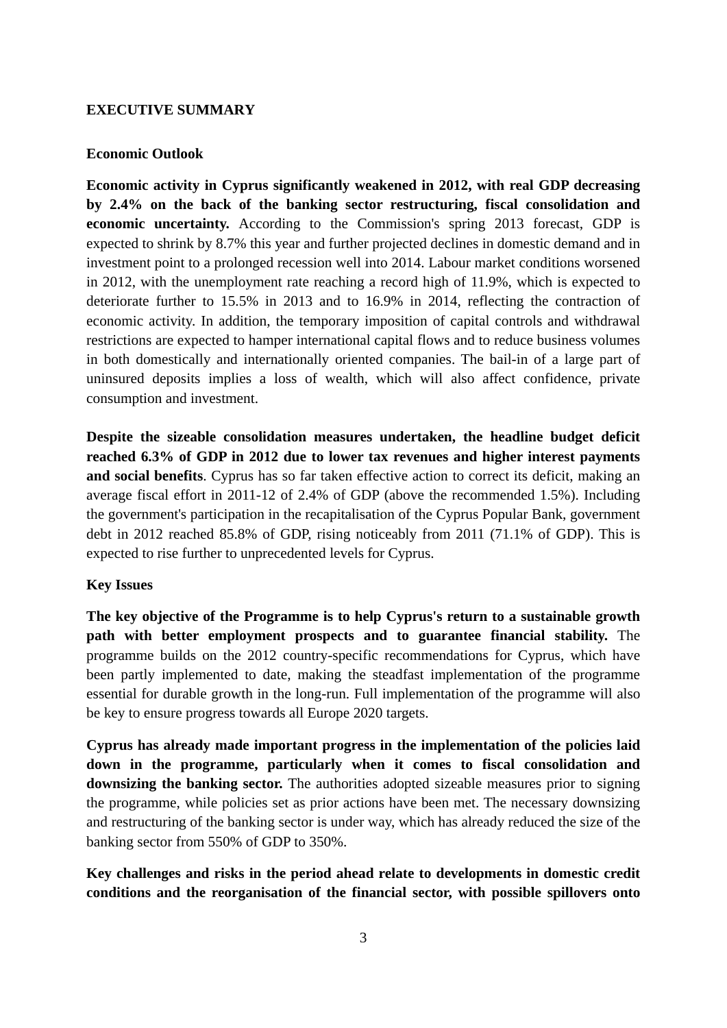## EXECUTIVE SUMMARY

### Economic Outlook

**Economic activity in Cyprus significantly weakened in 2012, with real GDP decreasing by 2.4% on the back of the banking sector restructuring, fiscal consolidation and economic uncertainty.** According to the Commission's spring 2013 forecast, GDP is expected to shrink by 8.7% this year and further projected declines in domestic demand and in investment point to a prolonged recession well into 2014. Labour market conditions worsened in 2012, with the unemployment rate reaching a record high of 11.9%, which is expected to deteriorate further to 15.5% in 2013 and to 16.9% in 2014, reflecting the contraction of economic activity. In addition, the temporary imposition of capital controls and withdrawal restrictions are expected to hamper international capital flows and to reduce business volumes in both domestically and internationally oriented companies. The bail-in of a large part of uninsured deposits implies a loss of wealth, which will also affect confidence, private consumption and investment.

**Despite the sizeable consolidation measures undertaken, the headline budget deficit reached 6.3% of GDP in 2012 due to lower tax revenues and higher interest payments and social benefits**. Cyprus has so far taken effective action to correct its deficit, making an average fiscal effort in 2011-12 of 2.4% of GDP (above the recommended 1.5%). Including the government's participation in the recapitalisation of the Cyprus Popular Bank, government debt in 2012 reached 85.8% of GDP, rising noticeably from 2011 (71.1% of GDP). This is expected to rise further to unprecedented levels for Cyprus.

### Key Issues

**The key objective of the Programme is to help Cyprus's return to a sustainable growth path with better employment prospects and to guarantee financial stability.** The programme builds on the 2012 country-specific recommendations for Cyprus, which have been partly implemented to date, making the steadfast implementation of the programme essential for durable growth in the long-run. Full implementation of the programme will also be key to ensure progress towards all Europe 2020 targets.

**Cyprus has already made important progress in the implementation of the policies laid down in the programme, particularly when it comes to fiscal consolidation and downsizing the banking sector.** The authorities adopted sizeable measures prior to signing the programme, while policies set as prior actions have been met. The necessary downsizing and restructuring of the banking sector is under way, which has already reduced the size of the banking sector from 550% of GDP to 350%.

**Key challenges and risks in the period ahead relate to developments in domestic credit conditions and the reorganisation of the financial sector, with possible spillovers onto**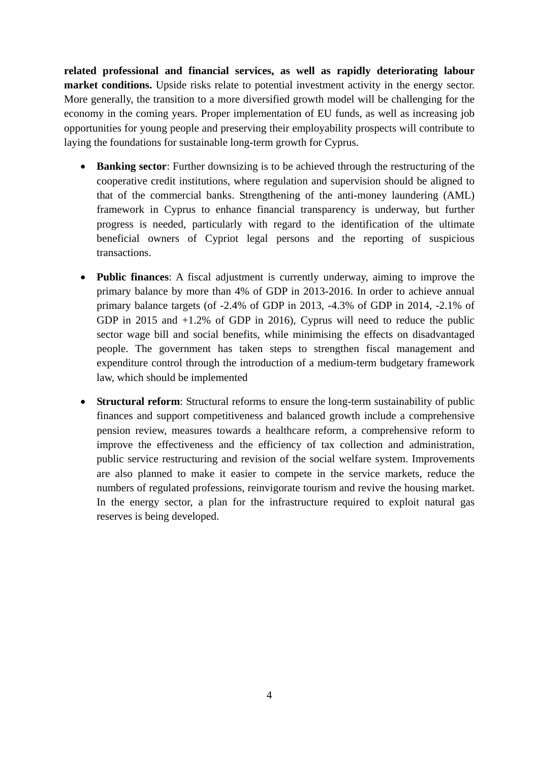**related professional and financial services, as well as rapidly deteriorating labour market conditions.** Upside risks relate to potential investment activity in the energy sector. More generally, the transition to a more diversified growth model will be challenging for the economy in the coming years. Proper implementation of EU funds, as well as increasing job opportunities for young people and preserving their employability prospects will contribute to laying the foundations for sustainable long-term growth for Cyprus.

- **Banking sector**: Further downsizing is to be achieved through the restructuring of the cooperative credit institutions, where regulation and supervision should be aligned to that of the commercial banks. Strengthening of the anti-money laundering (AML) framework in Cyprus to enhance financial transparency is underway, but further progress is needed, particularly with regard to the identification of the ultimate beneficial owners of Cypriot legal persons and the reporting of suspicious transactions.

- **Public finances**: A fiscal adjustment is currently underway, aiming to improve the primary balance by more than 4% of GDP in 2013-2016. In order to achieve annual primary balance targets (of -2.4% of GDP in 2013, -4.3% of GDP in 2014, -2.1% of GDP in 2015 and +1.2% of GDP in 2016), Cyprus will need to reduce the public sector wage bill and social benefits, while minimising the effects on disadvantaged people. The government has taken steps to strengthen fiscal management and expenditure control through the introduction of a medium-term budgetary framework law, which should be implemented

- **Structural reform**: Structural reforms to ensure the long-term sustainability of public finances and support competitiveness and balanced growth include a comprehensive pension review, measures towards a healthcare reform, a comprehensive reform to improve the effectiveness and the efficiency of tax collection and administration, public service restructuring and revision of the social welfare system. Improvements are also planned to make it easier to compete in the service markets, reduce the numbers of regulated professions, reinvigorate tourism and revive the housing market. In the energy sector, a plan for the infrastructure required to exploit natural gas reserves is being developed.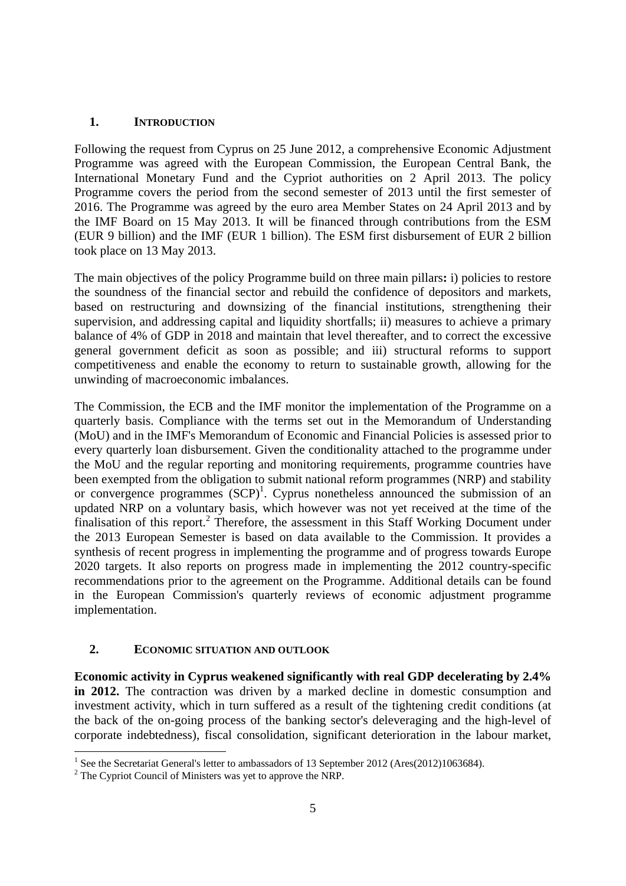## 1. INTRODUCTION

Following the request from Cyprus on 25 June 2012, a comprehensive Economic Adjustment Programme was agreed with the European Commission, the European Central Bank, the International Monetary Fund and the Cypriot authorities on 2 April 2013. The policy Programme covers the period from the second semester of 2013 until the first semester of 2016. The Programme was agreed by the euro area Member States on 24 April 2013 and by the IMF Board on 15 May 2013. It will be financed through contributions from the ESM (EUR 9 billion) and the IMF (EUR 1 billion). The ESM first disbursement of EUR 2 billion took place on 13 May 2013.

The main objectives of the policy Programme build on three main pillars**:** i) policies to restore the soundness of the financial sector and rebuild the confidence of depositors and markets, based on restructuring and downsizing of the financial institutions, strengthening their supervision, and addressing capital and liquidity shortfalls; ii) measures to achieve a primary balance of 4% of GDP in 2018 and maintain that level thereafter, and to correct the excessive general government deficit as soon as possible; and iii) structural reforms to support competitiveness and enable the economy to return to sustainable growth, allowing for the unwinding of macroeconomic imbalances.

The Commission, the ECB and the IMF monitor the implementation of the Programme on a quarterly basis. Compliance with the terms set out in the Memorandum of Understanding (MoU) and in the IMF's Memorandum of Economic and Financial Policies is assessed prior to every quarterly loan disbursement. Given the conditionality attached to the programme under the MoU and the regular reporting and monitoring requirements, programme countries have been exempted from the obligation to submit national reform programmes (NRP) and stability or convergence programmes (SCP)[1]. Cyprus nonetheless announced the submission of an updated NRP on a voluntary basis, which however was not yet received at the time of the finalisation of this report.[2] Therefore, the assessment in this Staff Working Document under the 2013 European Semester is based on data available to the Commission. It provides a synthesis of recent progress in implementing the programme and of progress towards Europe 2020 targets. It also reports on progress made in implementing the 2012 country-specific recommendations prior to the agreement on the Programme. Additional details can be found in the European Commission's quarterly reviews of economic adjustment programme implementation.

## 2. ECONOMIC SITUATION AND OUTLOOK

**Economic activity in Cyprus weakened significantly with real GDP decelerating by 2.4% in 2012.** The contraction was driven by a marked decline in domestic consumption and investment activity, which in turn suffered as a result of the tightening credit conditions (at the back of the on-going process of the banking sector's deleveraging and the high-level of corporate indebtedness), fiscal consolidation, significant deterioration in the labour market,

[1] See the Secretariat General's letter to ambassadors of 13 September 2012 (Ares(2012)1063684).

[2] The Cypriot Council of Ministers was yet to approve the NRP.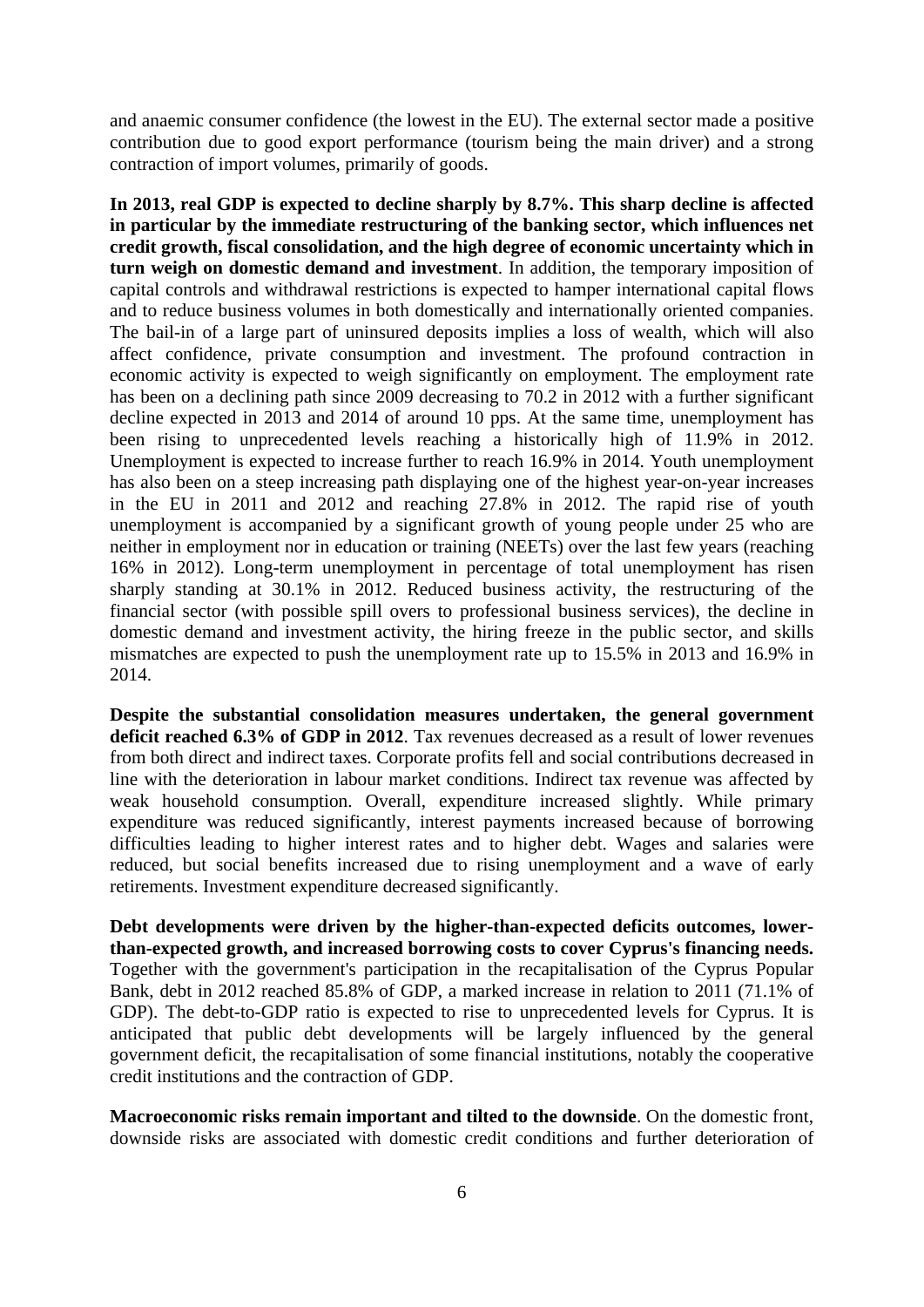and anaemic consumer confidence (the lowest in the EU). The external sector made a positive contribution due to good export performance (tourism being the main driver) and a strong contraction of import volumes, primarily of goods.

**In 2013, real GDP is expected to decline sharply by 8.7%. This sharp decline is affected in particular by the immediate restructuring of the banking sector, which influences net credit growth, fiscal consolidation, and the high degree of economic uncertainty which in turn weigh on domestic demand and investment**. In addition, the temporary imposition of capital controls and withdrawal restrictions is expected to hamper international capital flows and to reduce business volumes in both domestically and internationally oriented companies. The bail-in of a large part of uninsured deposits implies a loss of wealth, which will also affect confidence, private consumption and investment. The profound contraction in economic activity is expected to weigh significantly on employment. The employment rate has been on a declining path since 2009 decreasing to 70.2 in 2012 with a further significant decline expected in 2013 and 2014 of around 10 pps. At the same time, unemployment has been rising to unprecedented levels reaching a historically high of 11.9% in 2012. Unemployment is expected to increase further to reach 16.9% in 2014. Youth unemployment has also been on a steep increasing path displaying one of the highest year-on-year increases in the EU in 2011 and 2012 and reaching 27.8% in 2012. The rapid rise of youth unemployment is accompanied by a significant growth of young people under 25 who are neither in employment nor in education or training (NEETs) over the last few years (reaching 16% in 2012). Long-term unemployment in percentage of total unemployment has risen sharply standing at 30.1% in 2012. Reduced business activity, the restructuring of the financial sector (with possible spill overs to professional business services), the decline in domestic demand and investment activity, the hiring freeze in the public sector, and skills mismatches are expected to push the unemployment rate up to 15.5% in 2013 and 16.9% in 2014.

**Despite the substantial consolidation measures undertaken, the general government deficit reached 6.3% of GDP in 2012**. Tax revenues decreased as a result of lower revenues from both direct and indirect taxes. Corporate profits fell and social contributions decreased in line with the deterioration in labour market conditions. Indirect tax revenue was affected by weak household consumption. Overall, expenditure increased slightly. While primary expenditure was reduced significantly, interest payments increased because of borrowing difficulties leading to higher interest rates and to higher debt. Wages and salaries were reduced, but social benefits increased due to rising unemployment and a wave of early retirements. Investment expenditure decreased significantly.

**Debt developments were driven by the higher-than-expected deficits outcomes, lower-than-expected growth, and increased borrowing costs to cover Cyprus's financing needs.** Together with the government's participation in the recapitalisation of the Cyprus Popular Bank, debt in 2012 reached 85.8% of GDP, a marked increase in relation to 2011 (71.1% of GDP). The debt-to-GDP ratio is expected to rise to unprecedented levels for Cyprus. It is anticipated that public debt developments will be largely influenced by the general government deficit, the recapitalisation of some financial institutions, notably the cooperative credit institutions and the contraction of GDP.

**Macroeconomic risks remain important and tilted to the downside**. On the domestic front, downside risks are associated with domestic credit conditions and further deterioration of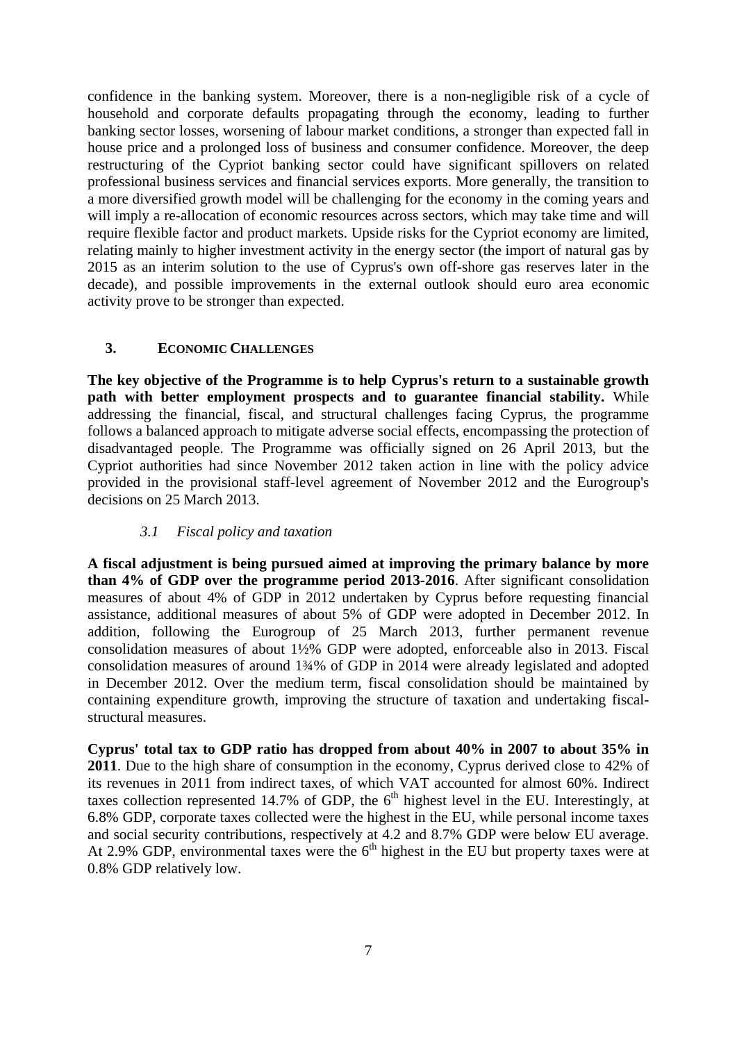confidence in the banking system. Moreover, there is a non-negligible risk of a cycle of household and corporate defaults propagating through the economy, leading to further banking sector losses, worsening of labour market conditions, a stronger than expected fall in house price and a prolonged loss of business and consumer confidence. Moreover, the deep restructuring of the Cypriot banking sector could have significant spillovers on related professional business services and financial services exports. More generally, the transition to a more diversified growth model will be challenging for the economy in the coming years and will imply a re-allocation of economic resources across sectors, which may take time and will require flexible factor and product markets. Upside risks for the Cypriot economy are limited, relating mainly to higher investment activity in the energy sector (the import of natural gas by 2015 as an interim solution to the use of Cyprus's own off-shore gas reserves later in the decade), and possible improvements in the external outlook should euro area economic activity prove to be stronger than expected.

## 3. ECONOMIC CHALLENGES

**The key objective of the Programme is to help Cyprus's return to a sustainable growth path with better employment prospects and to guarantee financial stability.** While addressing the financial, fiscal, and structural challenges facing Cyprus, the programme follows a balanced approach to mitigate adverse social effects, encompassing the protection of disadvantaged people. The Programme was officially signed on 26 April 2013, but the Cypriot authorities had since November 2012 taken action in line with the policy advice provided in the provisional staff-level agreement of November 2012 and the Eurogroup's decisions on 25 March 2013.

### *3.1 Fiscal policy and taxation*

**A fiscal adjustment is being pursued aimed at improving the primary balance by more than 4% of GDP over the programme period 2013-2016**. After significant consolidation measures of about 4% of GDP in 2012 undertaken by Cyprus before requesting financial assistance, additional measures of about 5% of GDP were adopted in December 2012. In addition, following the Eurogroup of 25 March 2013, further permanent revenue consolidation measures of about 1½% GDP were adopted, enforceable also in 2013. Fiscal consolidation measures of around 1¾% of GDP in 2014 were already legislated and adopted in December 2012. Over the medium term, fiscal consolidation should be maintained by containing expenditure growth, improving the structure of taxation and undertaking fiscal-structural measures.

**Cyprus' total tax to GDP ratio has dropped from about 40% in 2007 to about 35% in 2011**. Due to the high share of consumption in the economy, Cyprus derived close to 42% of its revenues in 2011 from indirect taxes, of which VAT accounted for almost 60%. Indirect taxes collection represented 14.7% of GDP, the 6th highest level in the EU. Interestingly, at 6.8% GDP, corporate taxes collected were the highest in the EU, while personal income taxes and social security contributions, respectively at 4.2 and 8.7% GDP were below EU average. At 2.9% GDP, environmental taxes were the 6th highest in the EU but property taxes were at 0.8% GDP relatively low.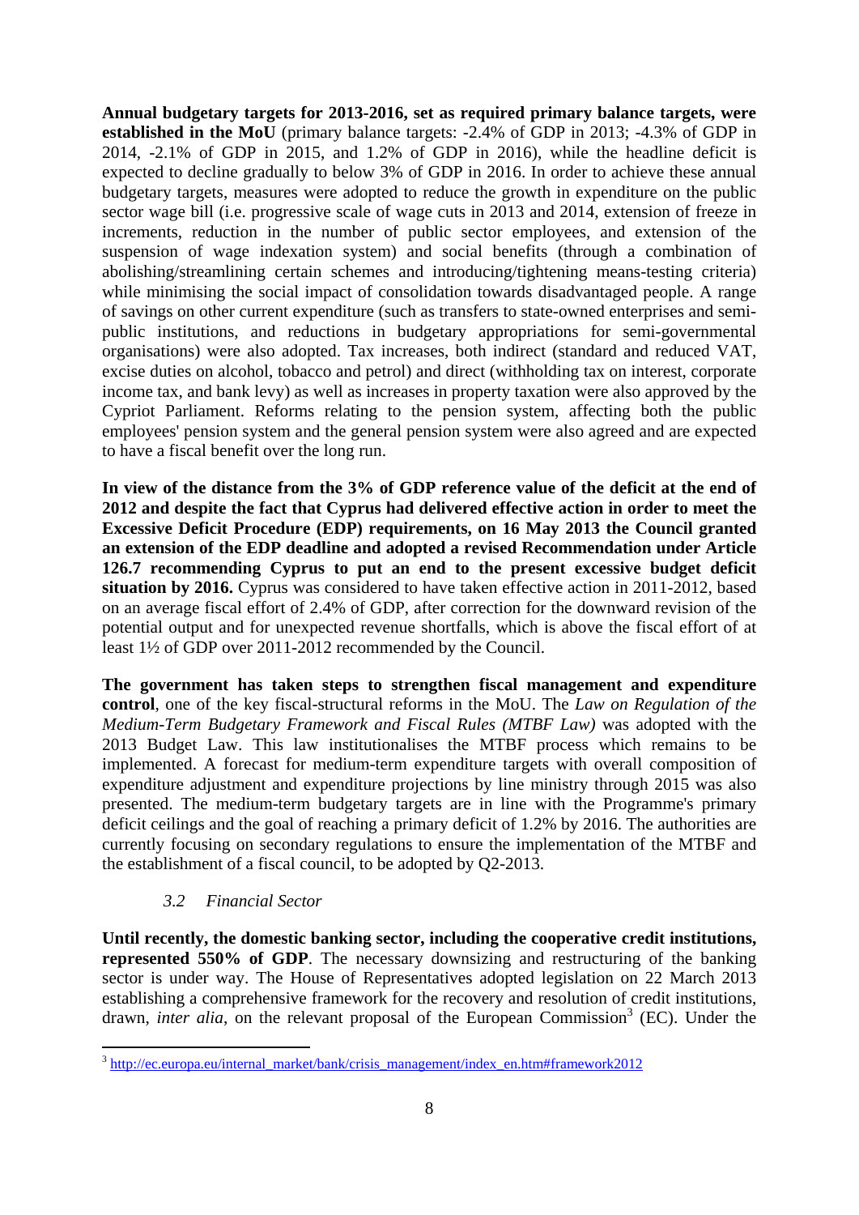**Annual budgetary targets for 2013-2016, set as required primary balance targets, were established in the MoU** (primary balance targets: -2.4% of GDP in 2013; -4.3% of GDP in 2014, -2.1% of GDP in 2015, and 1.2% of GDP in 2016), while the headline deficit is expected to decline gradually to below 3% of GDP in 2016. In order to achieve these annual budgetary targets, measures were adopted to reduce the growth in expenditure on the public sector wage bill (i.e. progressive scale of wage cuts in 2013 and 2014, extension of freeze in increments, reduction in the number of public sector employees, and extension of the suspension of wage indexation system) and social benefits (through a combination of abolishing/streamlining certain schemes and introducing/tightening means-testing criteria) while minimising the social impact of consolidation towards disadvantaged people. A range of savings on other current expenditure (such as transfers to state-owned enterprises and semi-public institutions, and reductions in budgetary appropriations for semi-governmental organisations) were also adopted. Tax increases, both indirect (standard and reduced VAT, excise duties on alcohol, tobacco and petrol) and direct (withholding tax on interest, corporate income tax, and bank levy) as well as increases in property taxation were also approved by the Cypriot Parliament. Reforms relating to the pension system, affecting both the public employees' pension system and the general pension system were also agreed and are expected to have a fiscal benefit over the long run.

**In view of the distance from the 3% of GDP reference value of the deficit at the end of 2012 and despite the fact that Cyprus had delivered effective action in order to meet the Excessive Deficit Procedure (EDP) requirements, on 16 May 2013 the Council granted an extension of the EDP deadline and adopted a revised Recommendation under Article 126.7 recommending Cyprus to put an end to the present excessive budget deficit situation by 2016.** Cyprus was considered to have taken effective action in 2011-2012, based on an average fiscal effort of 2.4% of GDP, after correction for the downward revision of the potential output and for unexpected revenue shortfalls, which is above the fiscal effort of at least 1½ of GDP over 2011-2012 recommended by the Council.

**The government has taken steps to strengthen fiscal management and expenditure control**, one of the key fiscal-structural reforms in the MoU. The *Law on Regulation of the Medium-Term Budgetary Framework and Fiscal Rules (MTBF Law)* was adopted with the 2013 Budget Law. This law institutionalises the MTBF process which remains to be implemented. A forecast for medium-term expenditure targets with overall composition of expenditure adjustment and expenditure projections by line ministry through 2015 was also presented. The medium-term budgetary targets are in line with the Programme's primary deficit ceilings and the goal of reaching a primary deficit of 1.2% by 2016. The authorities are currently focusing on secondary regulations to ensure the implementation of the MTBF and the establishment of a fiscal council, to be adopted by Q2-2013.

### *3.2 Financial Sector*

**Until recently, the domestic banking sector, including the cooperative credit institutions, represented 550% of GDP**. The necessary downsizing and restructuring of the banking sector is under way. The House of Representatives adopted legislation on 22 March 2013 establishing a comprehensive framework for the recovery and resolution of credit institutions, drawn, *inter alia*, on the relevant proposal of the European Commission[3] (EC). Under the

[3] http://ec.europa.eu/internal_market/bank/crisis_management/index_en.htm#framework2012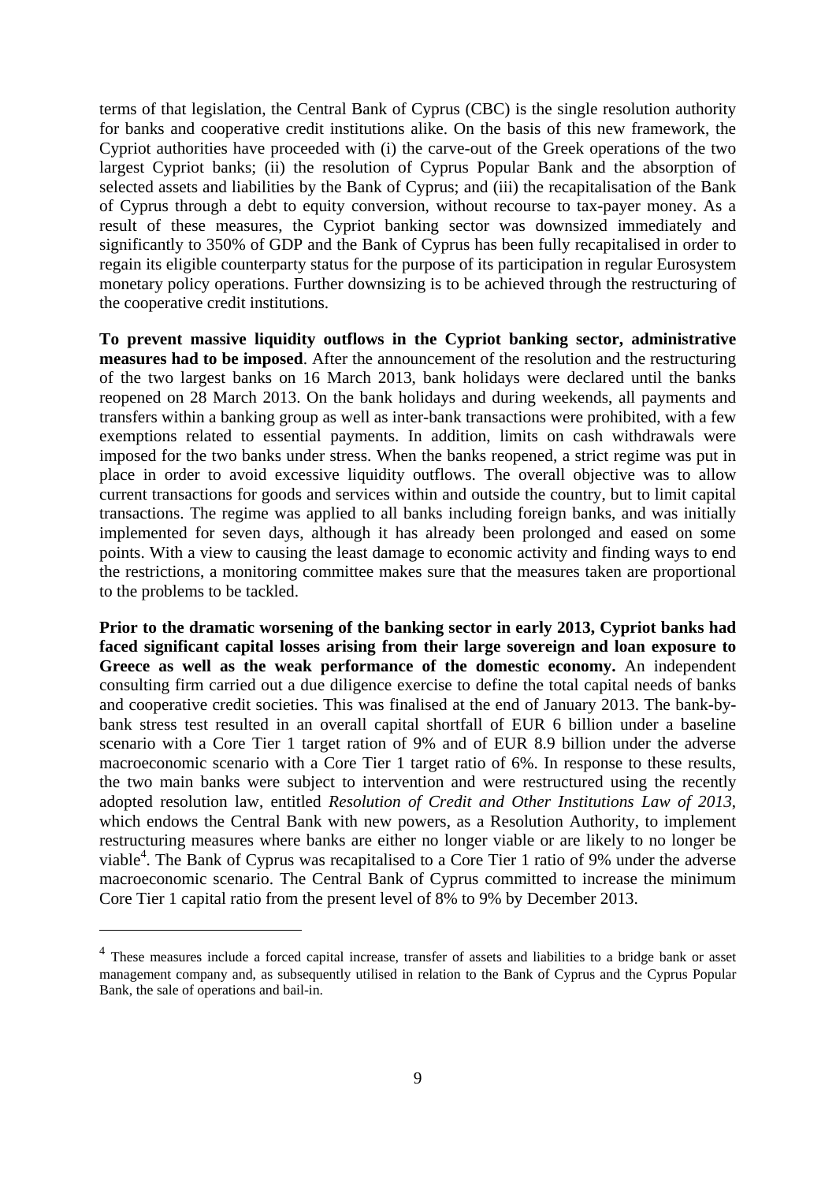terms of that legislation, the Central Bank of Cyprus (CBC) is the single resolution authority for banks and cooperative credit institutions alike. On the basis of this new framework, the Cypriot authorities have proceeded with (i) the carve-out of the Greek operations of the two largest Cypriot banks; (ii) the resolution of Cyprus Popular Bank and the absorption of selected assets and liabilities by the Bank of Cyprus; and (iii) the recapitalisation of the Bank of Cyprus through a debt to equity conversion, without recourse to tax-payer money. As a result of these measures, the Cypriot banking sector was downsized immediately and significantly to 350% of GDP and the Bank of Cyprus has been fully recapitalised in order to regain its eligible counterparty status for the purpose of its participation in regular Eurosystem monetary policy operations. Further downsizing is to be achieved through the restructuring of the cooperative credit institutions.

**To prevent massive liquidity outflows in the Cypriot banking sector, administrative measures had to be imposed**. After the announcement of the resolution and the restructuring of the two largest banks on 16 March 2013, bank holidays were declared until the banks reopened on 28 March 2013. On the bank holidays and during weekends, all payments and transfers within a banking group as well as inter-bank transactions were prohibited, with a few exemptions related to essential payments. In addition, limits on cash withdrawals were imposed for the two banks under stress. When the banks reopened, a strict regime was put in place in order to avoid excessive liquidity outflows. The overall objective was to allow current transactions for goods and services within and outside the country, but to limit capital transactions. The regime was applied to all banks including foreign banks, and was initially implemented for seven days, although it has already been prolonged and eased on some points. With a view to causing the least damage to economic activity and finding ways to end the restrictions, a monitoring committee makes sure that the measures taken are proportional to the problems to be tackled.

**Prior to the dramatic worsening of the banking sector in early 2013, Cypriot banks had faced significant capital losses arising from their large sovereign and loan exposure to Greece as well as the weak performance of the domestic economy.** An independent consulting firm carried out a due diligence exercise to define the total capital needs of banks and cooperative credit societies. This was finalised at the end of January 2013. The bank-by-bank stress test resulted in an overall capital shortfall of EUR 6 billion under a baseline scenario with a Core Tier 1 target ration of 9% and of EUR 8.9 billion under the adverse macroeconomic scenario with a Core Tier 1 target ratio of 6%. In response to these results, the two main banks were subject to intervention and were restructured using the recently adopted resolution law, entitled *Resolution of Credit and Other Institutions Law of 2013*, which endows the Central Bank with new powers, as a Resolution Authority, to implement restructuring measures where banks are either no longer viable or are likely to no longer be viable[4]. The Bank of Cyprus was recapitalised to a Core Tier 1 ratio of 9% under the adverse macroeconomic scenario. The Central Bank of Cyprus committed to increase the minimum Core Tier 1 capital ratio from the present level of 8% to 9% by December 2013.

[4] These measures include a forced capital increase, transfer of assets and liabilities to a bridge bank or asset management company and, as subsequently utilised in relation to the Bank of Cyprus and the Cyprus Popular Bank, the sale of operations and bail-in.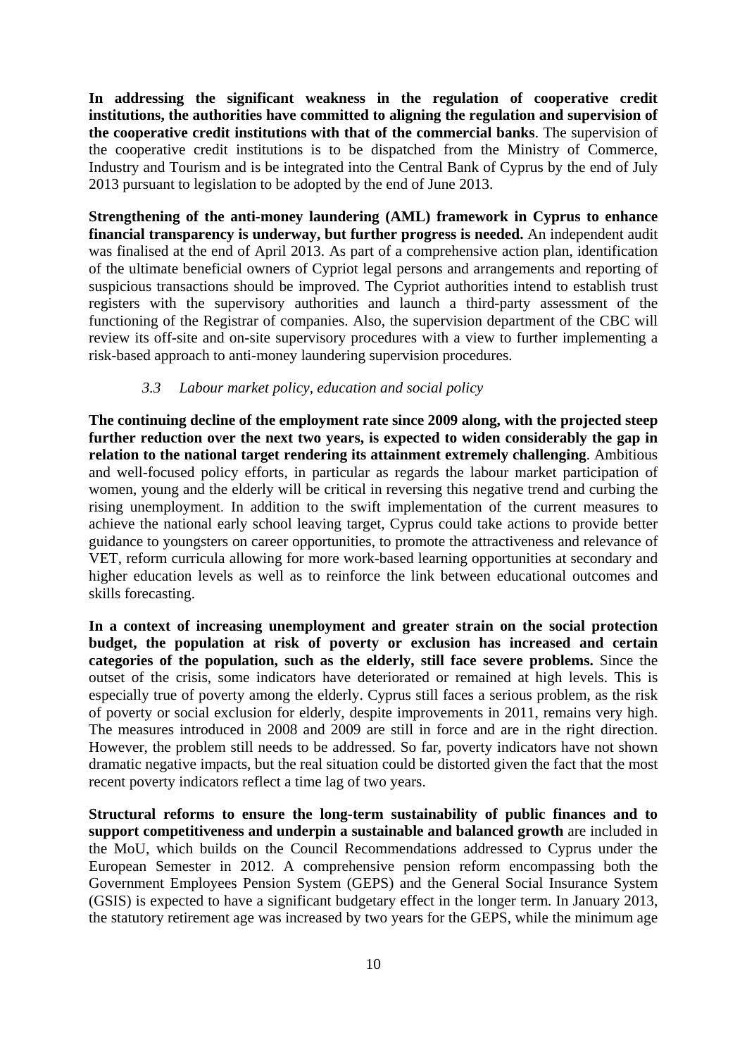**In addressing the significant weakness in the regulation of cooperative credit institutions, the authorities have committed to aligning the regulation and supervision of the cooperative credit institutions with that of the commercial banks**. The supervision of the cooperative credit institutions is to be dispatched from the Ministry of Commerce, Industry and Tourism and is be integrated into the Central Bank of Cyprus by the end of July 2013 pursuant to legislation to be adopted by the end of June 2013.

**Strengthening of the anti-money laundering (AML) framework in Cyprus to enhance financial transparency is underway, but further progress is needed.** An independent audit was finalised at the end of April 2013. As part of a comprehensive action plan, identification of the ultimate beneficial owners of Cypriot legal persons and arrangements and reporting of suspicious transactions should be improved. The Cypriot authorities intend to establish trust registers with the supervisory authorities and launch a third-party assessment of the functioning of the Registrar of companies. Also, the supervision department of the CBC will review its off-site and on-site supervisory procedures with a view to further implementing a risk-based approach to anti-money laundering supervision procedures.

### *3.3 Labour market policy, education and social policy*

**The continuing decline of the employment rate since 2009 along, with the projected steep further reduction over the next two years, is expected to widen considerably the gap in relation to the national target rendering its attainment extremely challenging**. Ambitious and well-focused policy efforts, in particular as regards the labour market participation of women, young and the elderly will be critical in reversing this negative trend and curbing the rising unemployment. In addition to the swift implementation of the current measures to achieve the national early school leaving target, Cyprus could take actions to provide better guidance to youngsters on career opportunities, to promote the attractiveness and relevance of VET, reform curricula allowing for more work-based learning opportunities at secondary and higher education levels as well as to reinforce the link between educational outcomes and skills forecasting.

**In a context of increasing unemployment and greater strain on the social protection budget, the population at risk of poverty or exclusion has increased and certain categories of the population, such as the elderly, still face severe problems.** Since the outset of the crisis, some indicators have deteriorated or remained at high levels. This is especially true of poverty among the elderly. Cyprus still faces a serious problem, as the risk of poverty or social exclusion for elderly, despite improvements in 2011, remains very high. The measures introduced in 2008 and 2009 are still in force and are in the right direction. However, the problem still needs to be addressed. So far, poverty indicators have not shown dramatic negative impacts, but the real situation could be distorted given the fact that the most recent poverty indicators reflect a time lag of two years.

**Structural reforms to ensure the long-term sustainability of public finances and to support competitiveness and underpin a sustainable and balanced growth** are included in the MoU, which builds on the Council Recommendations addressed to Cyprus under the European Semester in 2012. A comprehensive pension reform encompassing both the Government Employees Pension System (GEPS) and the General Social Insurance System (GSIS) is expected to have a significant budgetary effect in the longer term. In January 2013, the statutory retirement age was increased by two years for the GEPS, while the minimum age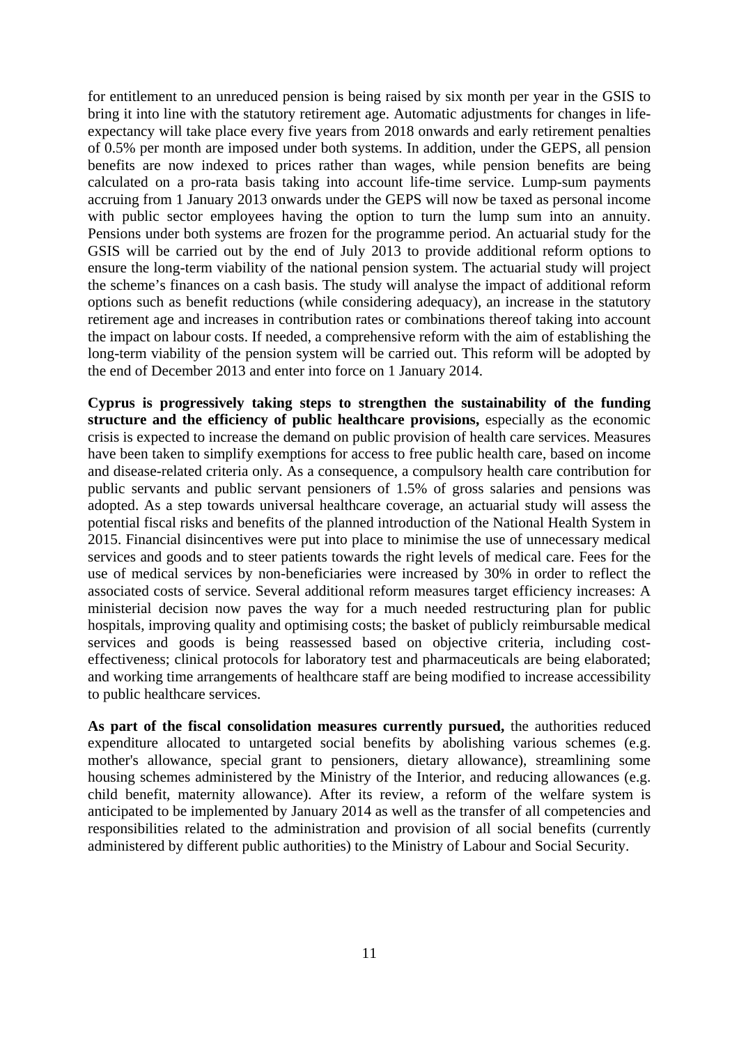for entitlement to an unreduced pension is being raised by six month per year in the GSIS to bring it into line with the statutory retirement age. Automatic adjustments for changes in life-expectancy will take place every five years from 2018 onwards and early retirement penalties of 0.5% per month are imposed under both systems. In addition, under the GEPS, all pension benefits are now indexed to prices rather than wages, while pension benefits are being calculated on a pro-rata basis taking into account life-time service. Lump-sum payments accruing from 1 January 2013 onwards under the GEPS will now be taxed as personal income with public sector employees having the option to turn the lump sum into an annuity. Pensions under both systems are frozen for the programme period. An actuarial study for the GSIS will be carried out by the end of July 2013 to provide additional reform options to ensure the long-term viability of the national pension system. The actuarial study will project the scheme's finances on a cash basis. The study will analyse the impact of additional reform options such as benefit reductions (while considering adequacy), an increase in the statutory retirement age and increases in contribution rates or combinations thereof taking into account the impact on labour costs. If needed, a comprehensive reform with the aim of establishing the long-term viability of the pension system will be carried out. This reform will be adopted by the end of December 2013 and enter into force on 1 January 2014.

**Cyprus is progressively taking steps to strengthen the sustainability of the funding structure and the efficiency of public healthcare provisions,** especially as the economic crisis is expected to increase the demand on public provision of health care services. Measures have been taken to simplify exemptions for access to free public health care, based on income and disease-related criteria only. As a consequence, a compulsory health care contribution for public servants and public servant pensioners of 1.5% of gross salaries and pensions was adopted. As a step towards universal healthcare coverage, an actuarial study will assess the potential fiscal risks and benefits of the planned introduction of the National Health System in 2015. Financial disincentives were put into place to minimise the use of unnecessary medical services and goods and to steer patients towards the right levels of medical care. Fees for the use of medical services by non-beneficiaries were increased by 30% in order to reflect the associated costs of service. Several additional reform measures target efficiency increases: A ministerial decision now paves the way for a much needed restructuring plan for public hospitals, improving quality and optimising costs; the basket of publicly reimbursable medical services and goods is being reassessed based on objective criteria, including cost-effectiveness; clinical protocols for laboratory test and pharmaceuticals are being elaborated; and working time arrangements of healthcare staff are being modified to increase accessibility to public healthcare services.

**As part of the fiscal consolidation measures currently pursued,** the authorities reduced expenditure allocated to untargeted social benefits by abolishing various schemes (e.g. mother's allowance, special grant to pensioners, dietary allowance), streamlining some housing schemes administered by the Ministry of the Interior, and reducing allowances (e.g. child benefit, maternity allowance). After its review, a reform of the welfare system is anticipated to be implemented by January 2014 as well as the transfer of all competencies and responsibilities related to the administration and provision of all social benefits (currently administered by different public authorities) to the Ministry of Labour and Social Security.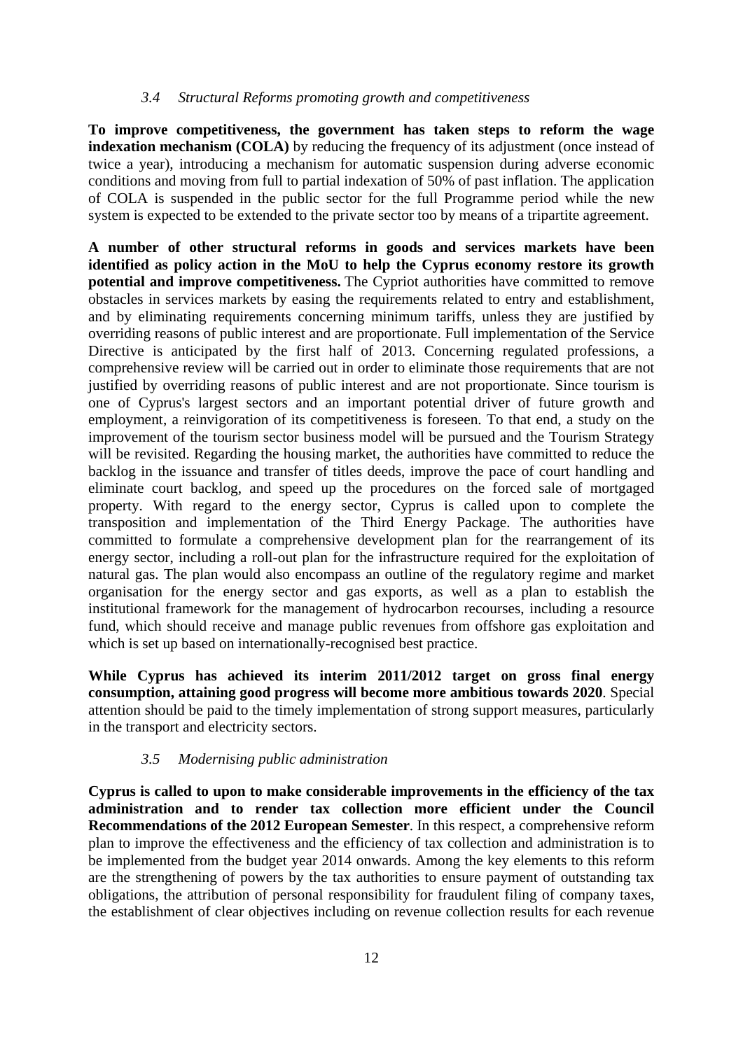### *3.4 Structural Reforms promoting growth and competitiveness*

**To improve competitiveness, the government has taken steps to reform the wage indexation mechanism (COLA)** by reducing the frequency of its adjustment (once instead of twice a year), introducing a mechanism for automatic suspension during adverse economic conditions and moving from full to partial indexation of 50% of past inflation. The application of COLA is suspended in the public sector for the full Programme period while the new system is expected to be extended to the private sector too by means of a tripartite agreement.

**A number of other structural reforms in goods and services markets have been identified as policy action in the MoU to help the Cyprus economy restore its growth potential and improve competitiveness.** The Cypriot authorities have committed to remove obstacles in services markets by easing the requirements related to entry and establishment, and by eliminating requirements concerning minimum tariffs, unless they are justified by overriding reasons of public interest and are proportionate. Full implementation of the Service Directive is anticipated by the first half of 2013. Concerning regulated professions, a comprehensive review will be carried out in order to eliminate those requirements that are not justified by overriding reasons of public interest and are not proportionate. Since tourism is one of Cyprus's largest sectors and an important potential driver of future growth and employment, a reinvigoration of its competitiveness is foreseen. To that end, a study on the improvement of the tourism sector business model will be pursued and the Tourism Strategy will be revisited. Regarding the housing market, the authorities have committed to reduce the backlog in the issuance and transfer of titles deeds, improve the pace of court handling and eliminate court backlog, and speed up the procedures on the forced sale of mortgaged property. With regard to the energy sector, Cyprus is called upon to complete the transposition and implementation of the Third Energy Package. The authorities have committed to formulate a comprehensive development plan for the rearrangement of its energy sector, including a roll-out plan for the infrastructure required for the exploitation of natural gas. The plan would also encompass an outline of the regulatory regime and market organisation for the energy sector and gas exports, as well as a plan to establish the institutional framework for the management of hydrocarbon recourses, including a resource fund, which should receive and manage public revenues from offshore gas exploitation and which is set up based on internationally-recognised best practice.

**While Cyprus has achieved its interim 2011/2012 target on gross final energy consumption, attaining good progress will become more ambitious towards 2020**. Special attention should be paid to the timely implementation of strong support measures, particularly in the transport and electricity sectors.

### *3.5 Modernising public administration*

**Cyprus is called to upon to make considerable improvements in the efficiency of the tax administration and to render tax collection more efficient under the Council Recommendations of the 2012 European Semester**. In this respect, a comprehensive reform plan to improve the effectiveness and the efficiency of tax collection and administration is to be implemented from the budget year 2014 onwards. Among the key elements to this reform are the strengthening of powers by the tax authorities to ensure payment of outstanding tax obligations, the attribution of personal responsibility for fraudulent filing of company taxes, the establishment of clear objectives including on revenue collection results for each revenue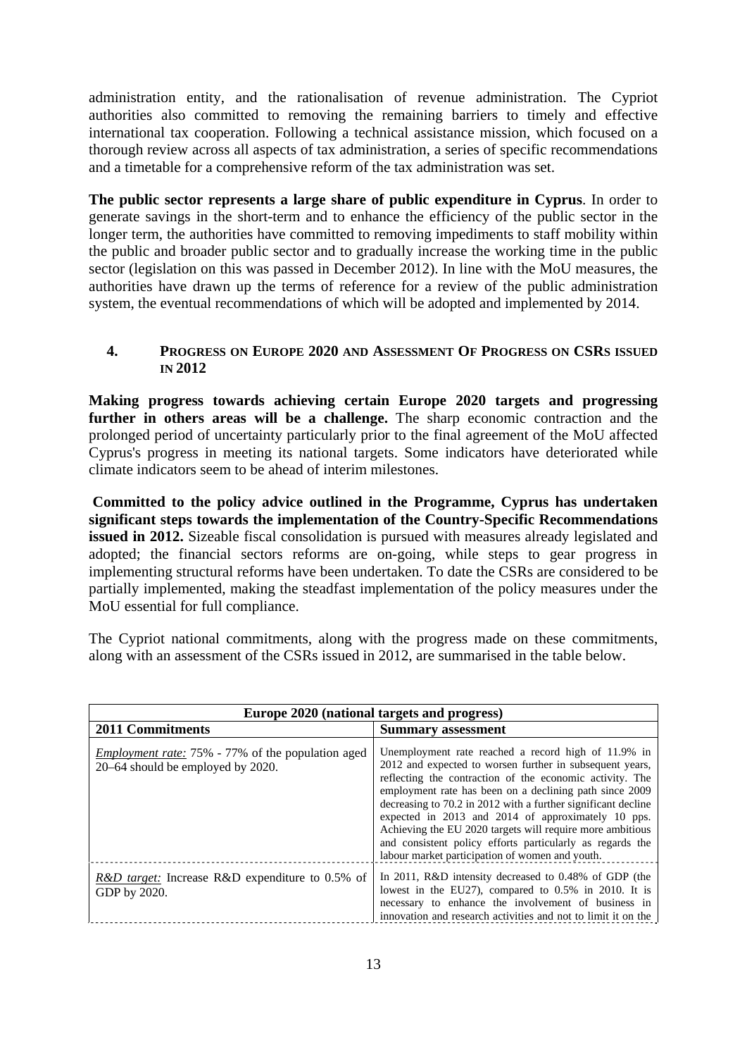administration entity, and the rationalisation of revenue administration. The Cypriot authorities also committed to removing the remaining barriers to timely and effective international tax cooperation. Following a technical assistance mission, which focused on a thorough review across all aspects of tax administration, a series of specific recommendations and a timetable for a comprehensive reform of the tax administration was set.

**The public sector represents a large share of public expenditure in Cyprus**. In order to generate savings in the short-term and to enhance the efficiency of the public sector in the longer term, the authorities have committed to removing impediments to staff mobility within the public and broader public sector and to gradually increase the working time in the public sector (legislation on this was passed in December 2012). In line with the MoU measures, the authorities have drawn up the terms of reference for a review of the public administration system, the eventual recommendations of which will be adopted and implemented by 2014.

## 4. Progress on Europe 2020 and Assessment Of Progress on CSRs issued in 2012

**Making progress towards achieving certain Europe 2020 targets and progressing further in others areas will be a challenge.** The sharp economic contraction and the prolonged period of uncertainty particularly prior to the final agreement of the MoU affected Cyprus's progress in meeting its national targets. Some indicators have deteriorated while climate indicators seem to be ahead of interim milestones.

**Committed to the policy advice outlined in the Programme, Cyprus has undertaken significant steps towards the implementation of the Country-Specific Recommendations issued in 2012.** Sizeable fiscal consolidation is pursued with measures already legislated and adopted; the financial sectors reforms are on-going, while steps to gear progress in implementing structural reforms have been undertaken. To date the CSRs are considered to be partially implemented, making the steadfast implementation of the policy measures under the MoU essential for full compliance.

The Cypriot national commitments, along with the progress made on these commitments, along with an assessment of the CSRs issued in 2012, are summarised in the table below.

| **Europe 2020 (national targets and progress)** | |
|---|---|
| **2011 Commitments** | **Summary assessment** |
| *Employment rate:* 75% - 77% of the population aged 20–64 should be employed by 2020. | Unemployment rate reached a record high of 11.9% in 2012 and expected to worsen further in subsequent years, reflecting the contraction of the economic activity. The employment rate has been on a declining path since 2009 decreasing to 70.2 in 2012 with a further significant decline expected in 2013 and 2014 of approximately 10 pps. Achieving the EU 2020 targets will require more ambitious and consistent policy efforts particularly as regards the labour market participation of women and youth. |
| *R&D target:* Increase R&D expenditure to 0.5% of GDP by 2020. | In 2011, R&D intensity decreased to 0.48% of GDP (the lowest in the EU27), compared to 0.5% in 2010. It is necessary to enhance the involvement of business in innovation and research activities and not to limit it on the |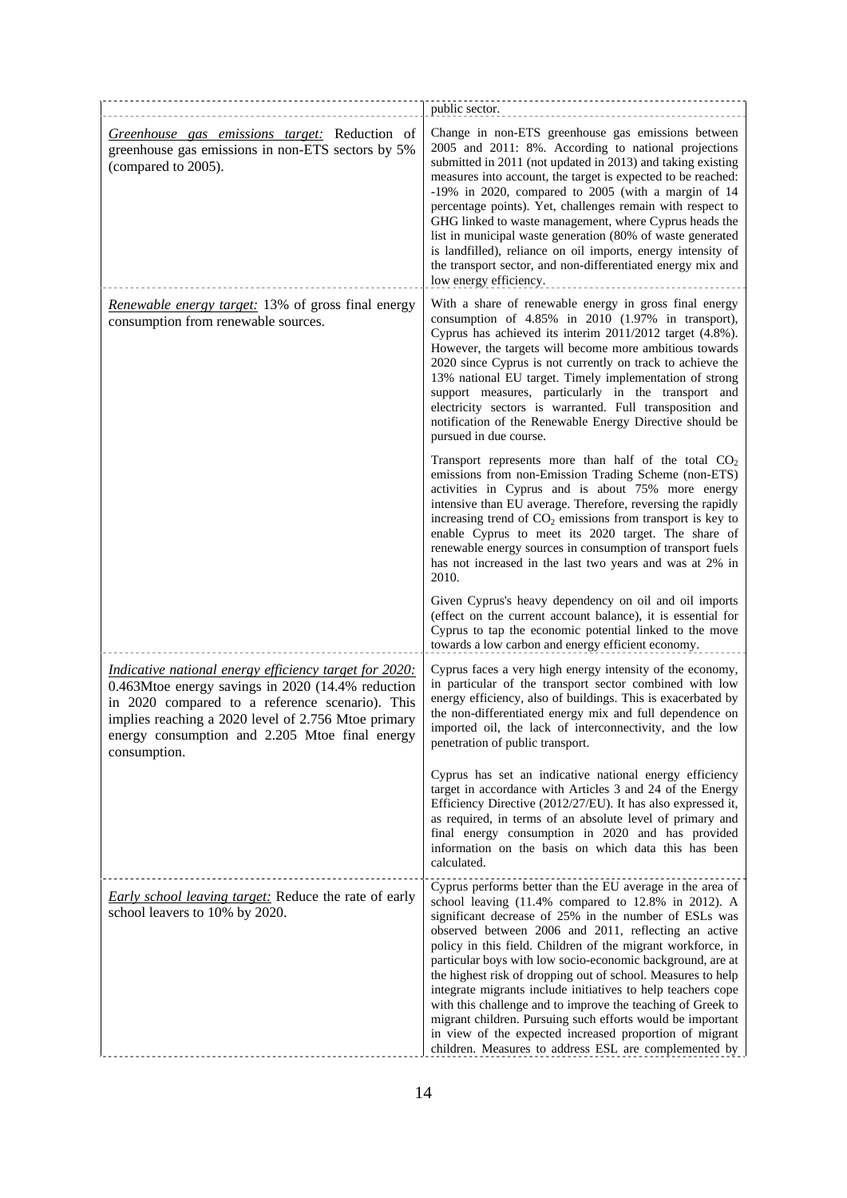| | |
|---|---|
| | public sector. |
| *Greenhouse gas emissions target:* Reduction of greenhouse gas emissions in non-ETS sectors by 5% (compared to 2005). | Change in non-ETS greenhouse gas emissions between 2005 and 2011: 8%. According to national projections submitted in 2011 (not updated in 2013) and taking existing measures into account, the target is expected to be reached: -19% in 2020, compared to 2005 (with a margin of 14 percentage points). Yet, challenges remain with respect to GHG linked to waste management, where Cyprus heads the list in municipal waste generation (80% of waste generated is landfilled), reliance on oil imports, energy intensity of the transport sector, and non-differentiated energy mix and low energy efficiency. |
| *Renewable energy target:* 13% of gross final energy consumption from renewable sources. | With a share of renewable energy in gross final energy consumption of 4.85% in 2010 (1.97% in transport), Cyprus has achieved its interim 2011/2012 target (4.8%). However, the targets will become more ambitious towards 2020 since Cyprus is not currently on track to achieve the 13% national EU target. Timely implementation of strong support measures, particularly in the transport and electricity sectors is warranted. Full transposition and notification of the Renewable Energy Directive should be pursued in due course.<br><br>Transport represents more than half of the total $CO_2$ emissions from non-Emission Trading Scheme (non-ETS) activities in Cyprus and is about 75% more energy intensive than EU average. Therefore, reversing the rapidly increasing trend of $CO_2$ emissions from transport is key to enable Cyprus to meet its 2020 target. The share of renewable energy sources in consumption of transport fuels has not increased in the last two years and was at 2% in 2010.<br><br>Given Cyprus's heavy dependency on oil and oil imports (effect on the current account balance), it is essential for Cyprus to tap the economic potential linked to the move towards a low carbon and energy efficient economy. |
| *Indicative national energy efficiency target for 2020:* 0.463Mtoe energy savings in 2020 (14.4% reduction in 2020 compared to a reference scenario). This implies reaching a 2020 level of 2.756 Mtoe primary energy consumption and 2.205 Mtoe final energy consumption. | Cyprus faces a very high energy intensity of the economy, in particular of the transport sector combined with low energy efficiency, also of buildings. This is exacerbated by the non-differentiated energy mix and full dependence on imported oil, the lack of interconnectivity, and the low penetration of public transport.<br><br>Cyprus has set an indicative national energy efficiency target in accordance with Articles 3 and 24 of the Energy Efficiency Directive (2012/27/EU). It has also expressed it, as required, in terms of an absolute level of primary and final energy consumption in 2020 and has provided information on the basis on which data this has been calculated. |
| *Early school leaving target:* Reduce the rate of early school leavers to 10% by 2020. | Cyprus performs better than the EU average in the area of school leaving (11.4% compared to 12.8% in 2012). A significant decrease of 25% in the number of ESLs was observed between 2006 and 2011, reflecting an active policy in this field. Children of the migrant workforce, in particular boys with low socio-economic background, are at the highest risk of dropping out of school. Measures to help integrate migrants include initiatives to help teachers cope with this challenge and to improve the teaching of Greek to migrant children. Pursuing such efforts would be important in view of the expected increased proportion of migrant children. Measures to address ESL are complemented by |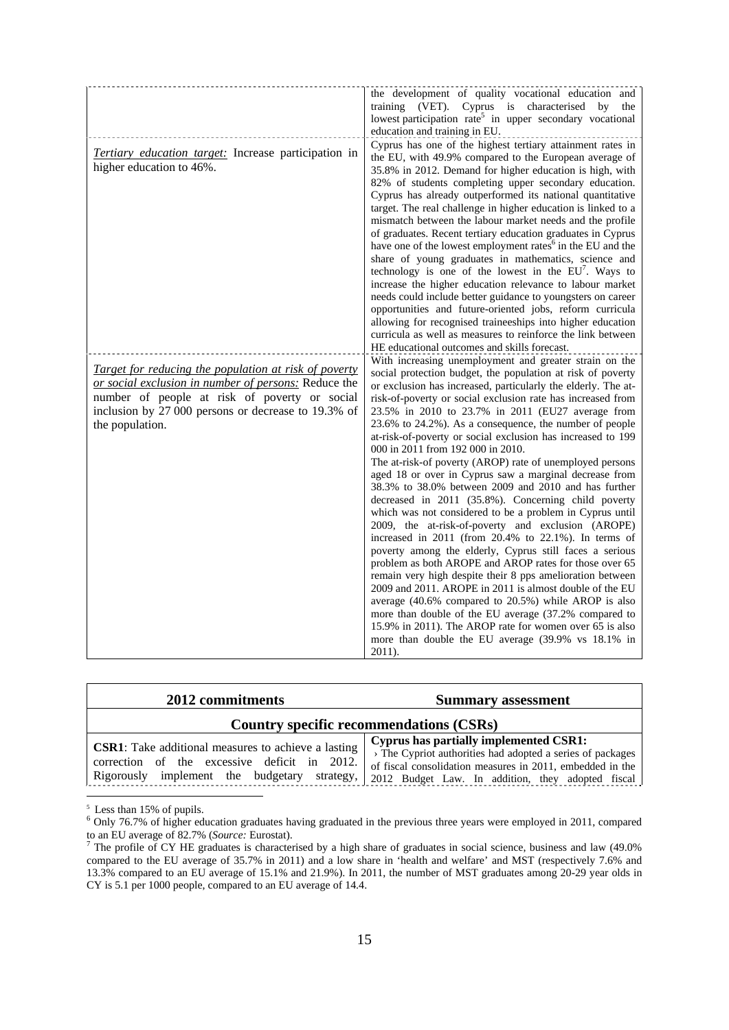| | |
|---|---|
| | the development of quality vocational education and training (VET). Cyprus is characterised by the lowest participation rate[5] in upper secondary vocational education and training in EU. |
| *Tertiary education target:* Increase participation in higher education to 46%. | Cyprus has one of the highest tertiary attainment rates in the EU, with 49.9% compared to the European average of 35.8% in 2012. Demand for higher education is high, with 82% of students completing upper secondary education. Cyprus has already outperformed its national quantitative target. The real challenge in higher education is linked to a mismatch between the labour market needs and the profile of graduates. Recent tertiary education graduates in Cyprus have one of the lowest employment rates[6] in the EU and the share of young graduates in mathematics, science and technology is one of the lowest in the EU[7]. Ways to increase the higher education relevance to labour market needs could include better guidance to youngsters on career opportunities and future-oriented jobs, reform curricula allowing for recognised traineeships into higher education curricula as well as measures to reinforce the link between HE educational outcomes and skills forecast. |
| *Target for reducing the population at risk of poverty or social exclusion in number of persons:* Reduce the number of people at risk of poverty or social inclusion by 27 000 persons or decrease to 19.3% of the population. | With increasing unemployment and greater strain on the social protection budget, the population at risk of poverty or exclusion has increased, particularly the elderly. The at-risk-of-poverty or social exclusion rate has increased from 23.5% in 2010 to 23.7% in 2011 (EU27 average from 23.6% to 24.2%). As a consequence, the number of people at-risk-of-poverty or social exclusion has increased to 199 000 in 2011 from 192 000 in 2010.<br>The at-risk-of poverty (AROP) rate of unemployed persons aged 18 or over in Cyprus saw a marginal decrease from 38.3% to 38.0% between 2009 and 2010 and has further decreased in 2011 (35.8%). Concerning child poverty which was not considered to be a problem in Cyprus until 2009, the at-risk-of-poverty and exclusion (AROPE) increased in 2011 (from 20.4% to 22.1%). In terms of poverty among the elderly, Cyprus still faces a serious problem as both AROPE and AROP rates for those over 65 remain very high despite their 8 pps amelioration between 2009 and 2011. AROPE in 2011 is almost double of the EU average (40.6% compared to 20.5%) while AROP is also more than double of the EU average (37.2% compared to 15.9% in 2011). The AROP rate for women over 65 is also more than double the EU average (39.9% vs 18.1% in 2011). |

| 2012 commitments | Summary assessment |
|---|---|
| **Country specific recommendations (CSRs)** | |
| **CSR1**: Take additional measures to achieve a lasting correction of the excessive deficit in 2012. Rigorously implement the budgetary strategy, | **Cyprus has partially implemented CSR1:**<br>› The Cypriot authorities had adopted a series of packages of fiscal consolidation measures in 2011, embedded in the 2012 Budget Law. In addition, they adopted fiscal |

[5] Less than 15% of pupils.

[6] Only 76.7% of higher education graduates having graduated in the previous three years were employed in 2011, compared to an EU average of 82.7% (*Source:* Eurostat).

[7] The profile of CY HE graduates is characterised by a high share of graduates in social science, business and law (49.0% compared to the EU average of 35.7% in 2011) and a low share in 'health and welfare' and MST (respectively 7.6% and 13.3% compared to an EU average of 15.1% and 21.9%). In 2011, the number of MST graduates among 20-29 year olds in CY is 5.1 per 1000 people, compared to an EU average of 14.4.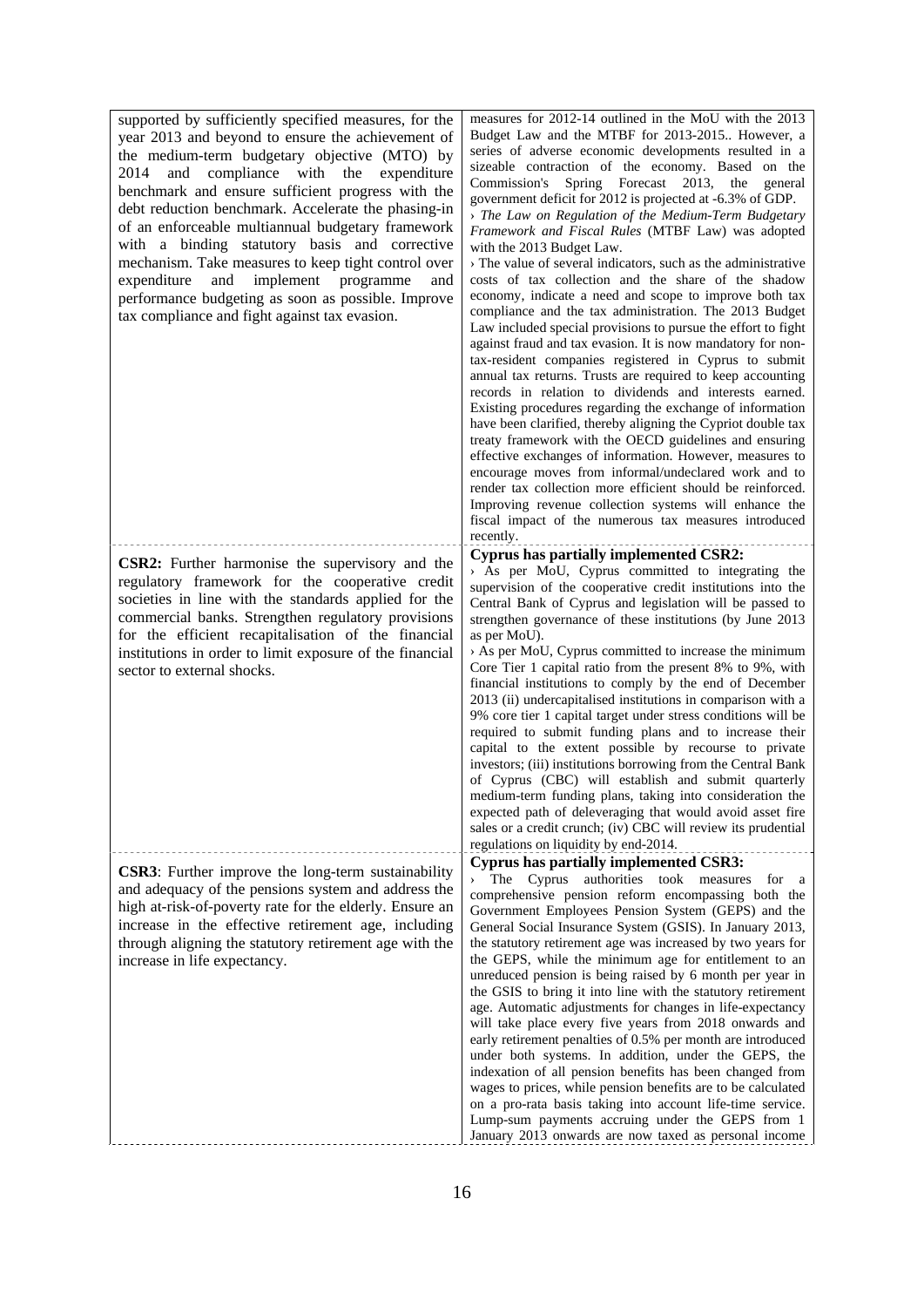| | |
|---|---|
| supported by sufficiently specified measures, for the year 2013 and beyond to ensure the achievement of the medium-term budgetary objective (MTO) by 2014 and compliance with the expenditure benchmark and ensure sufficient progress with the debt reduction benchmark. Accelerate the phasing-in of an enforceable multiannual budgetary framework with a binding statutory basis and corrective mechanism. Take measures to keep tight control over expenditure and implement programme and performance budgeting as soon as possible. Improve tax compliance and fight against tax evasion. | measures for 2012-14 outlined in the MoU with the 2013 Budget Law and the MTBF for 2013-2015.. However, a series of adverse economic developments resulted in a sizeable contraction of the economy. Based on the Commission's Spring Forecast 2013, the general government deficit for 2012 is projected at -6.3% of GDP.<br>› *The Law on Regulation of the Medium-Term Budgetary Framework and Fiscal Rules* (MTBF Law) was adopted with the 2013 Budget Law.<br>› The value of several indicators, such as the administrative costs of tax collection and the share of the shadow economy, indicate a need and scope to improve both tax compliance and the tax administration. The 2013 Budget Law included special provisions to pursue the effort to fight against fraud and tax evasion. It is now mandatory for non-tax-resident companies registered in Cyprus to submit annual tax returns. Trusts are required to keep accounting records in relation to dividends and interests earned. Existing procedures regarding the exchange of information have been clarified, thereby aligning the Cypriot double tax treaty framework with the OECD guidelines and ensuring effective exchanges of information. However, measures to encourage moves from informal/undeclared work and to render tax collection more efficient should be reinforced. Improving revenue collection systems will enhance the fiscal impact of the numerous tax measures introduced recently. |
| **CSR2:** Further harmonise the supervisory and the regulatory framework for the cooperative credit societies in line with the standards applied for the commercial banks. Strengthen regulatory provisions for the efficient recapitalisation of the financial institutions in order to limit exposure of the financial sector to external shocks. | **Cyprus has partially implemented CSR2:**<br>› As per MoU, Cyprus committed to integrating the supervision of the cooperative credit institutions into the Central Bank of Cyprus and legislation will be passed to strengthen governance of these institutions (by June 2013 as per MoU).<br>› As per MoU, Cyprus committed to increase the minimum Core Tier 1 capital ratio from the present 8% to 9%, with financial institutions to comply by the end of December 2013 (ii) undercapitalised institutions in comparison with a 9% core tier 1 capital target under stress conditions will be required to submit funding plans and to increase their capital to the extent possible by recourse to private investors; (iii) institutions borrowing from the Central Bank of Cyprus (CBC) will establish and submit quarterly medium-term funding plans, taking into consideration the expected path of deleveraging that would avoid asset fire sales or a credit crunch; (iv) CBC will review its prudential regulations on liquidity by end-2014. |
| **CSR3**: Further improve the long-term sustainability and adequacy of the pensions system and address the high at-risk-of-poverty rate for the elderly. Ensure an increase in the effective retirement age, including through aligning the statutory retirement age with the increase in life expectancy. | **Cyprus has partially implemented CSR3:**<br>› The Cyprus authorities took measures for a comprehensive pension reform encompassing both the Government Employees Pension System (GEPS) and the General Social Insurance System (GSIS). In January 2013, the statutory retirement age was increased by two years for the GEPS, while the minimum age for entitlement to an unreduced pension is being raised by 6 month per year in the GSIS to bring it into line with the statutory retirement age. Automatic adjustments for changes in life-expectancy will take place every five years from 2018 onwards and early retirement penalties of 0.5% per month are introduced under both systems. In addition, under the GEPS, the indexation of all pension benefits has been changed from wages to prices, while pension benefits are to be calculated on a pro-rata basis taking into account life-time service. Lump-sum payments accruing under the GEPS from 1 January 2013 onwards are now taxed as personal income |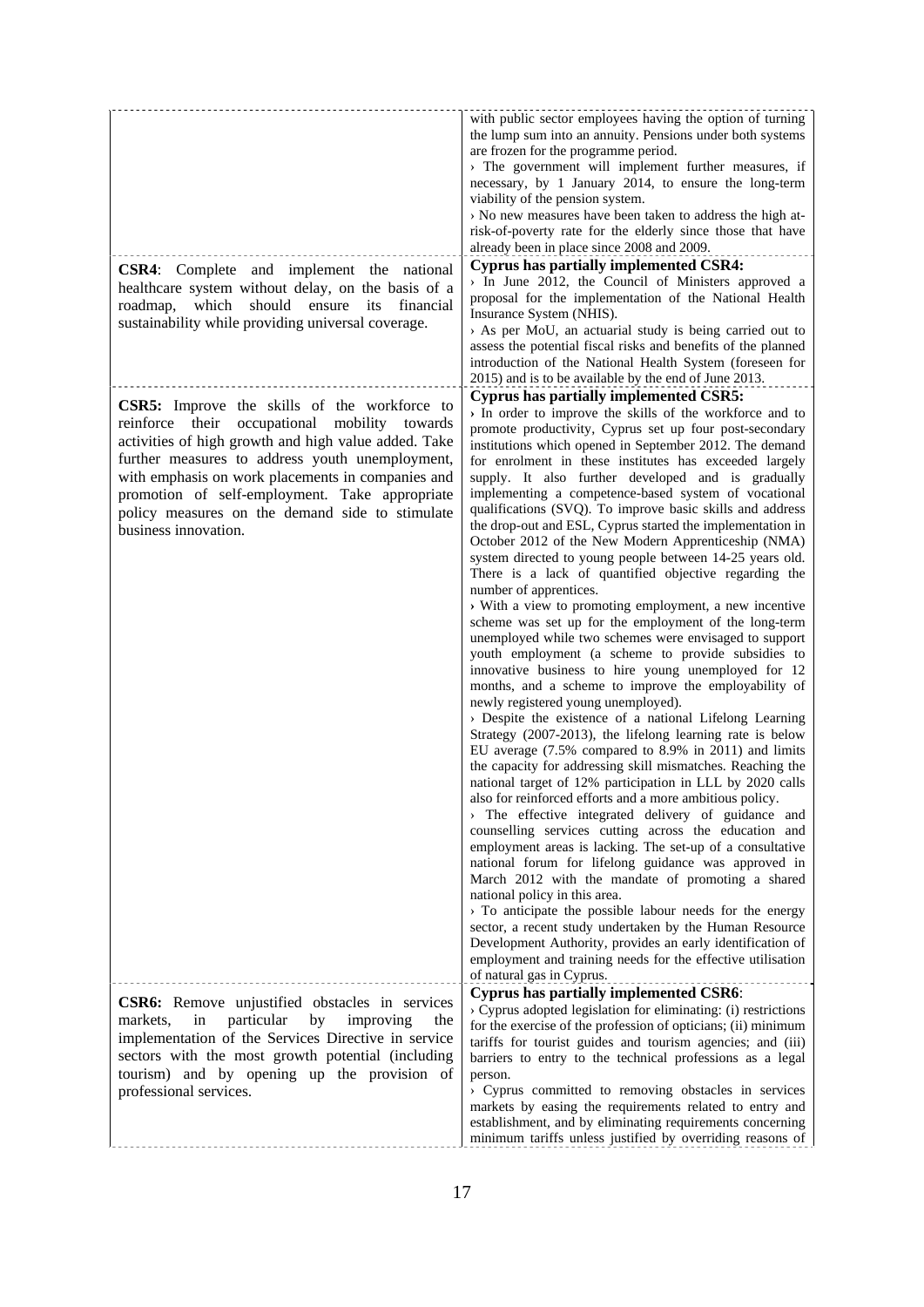| | |
|---|---|
| | with public sector employees having the option of turning the lump sum into an annuity. Pensions under both systems are frozen for the programme period.<br>› The government will implement further measures, if necessary, by 1 January 2014, to ensure the long-term viability of the pension system.<br>› No new measures have been taken to address the high at-risk-of-poverty rate for the elderly since those that have already been in place since 2008 and 2009. |
| **CSR4**: Complete and implement the national healthcare system without delay, on the basis of a roadmap, which should ensure its financial sustainability while providing universal coverage. | **Cyprus has partially implemented CSR4:**<br>› In June 2012, the Council of Ministers approved a proposal for the implementation of the National Health Insurance System (NHIS).<br>› As per MoU, an actuarial study is being carried out to assess the potential fiscal risks and benefits of the planned introduction of the National Health System (foreseen for 2015) and is to be available by the end of June 2013. |
| **CSR5:** Improve the skills of the workforce to reinforce their occupational mobility towards activities of high growth and high value added. Take further measures to address youth unemployment, with emphasis on work placements in companies and promotion of self-employment. Take appropriate policy measures on the demand side to stimulate business innovation. | **Cyprus has partially implemented CSR5:**<br>› In order to improve the skills of the workforce and to promote productivity, Cyprus set up four post-secondary institutions which opened in September 2012. The demand for enrolment in these institutes has exceeded largely supply. It also further developed and is gradually implementing a competence-based system of vocational qualifications (SVQ). To improve basic skills and address the drop-out and ESL, Cyprus started the implementation in October 2012 of the New Modern Apprenticeship (NMA) system directed to young people between 14-25 years old. There is a lack of quantified objective regarding the number of apprentices.<br>› With a view to promoting employment, a new incentive scheme was set up for the employment of the long-term unemployed while two schemes were envisaged to support youth employment (a scheme to provide subsidies to innovative business to hire young unemployed for 12 months, and a scheme to improve the employability of newly registered young unemployed).<br>› Despite the existence of a national Lifelong Learning Strategy (2007-2013), the lifelong learning rate is below EU average (7.5% compared to 8.9% in 2011) and limits the capacity for addressing skill mismatches. Reaching the national target of 12% participation in LLL by 2020 calls also for reinforced efforts and a more ambitious policy.<br>› The effective integrated delivery of guidance and counselling services cutting across the education and employment areas is lacking. The set-up of a consultative national forum for lifelong guidance was approved in March 2012 with the mandate of promoting a shared national policy in this area.<br>› To anticipate the possible labour needs for the energy sector, a recent study undertaken by the Human Resource Development Authority, provides an early identification of employment and training needs for the effective utilisation of natural gas in Cyprus. |
| **CSR6:** Remove unjustified obstacles in services markets, in particular by improving the implementation of the Services Directive in service sectors with the most growth potential (including tourism) and by opening up the provision of professional services. | **Cyprus has partially implemented CSR6**:<br>› Cyprus adopted legislation for eliminating: (i) restrictions for the exercise of the profession of opticians; (ii) minimum tariffs for tourist guides and tourism agencies; and (iii) barriers to entry to the technical professions as a legal person.<br>› Cyprus committed to removing obstacles in services markets by easing the requirements related to entry and establishment, and by eliminating requirements concerning minimum tariffs unless justified by overriding reasons of |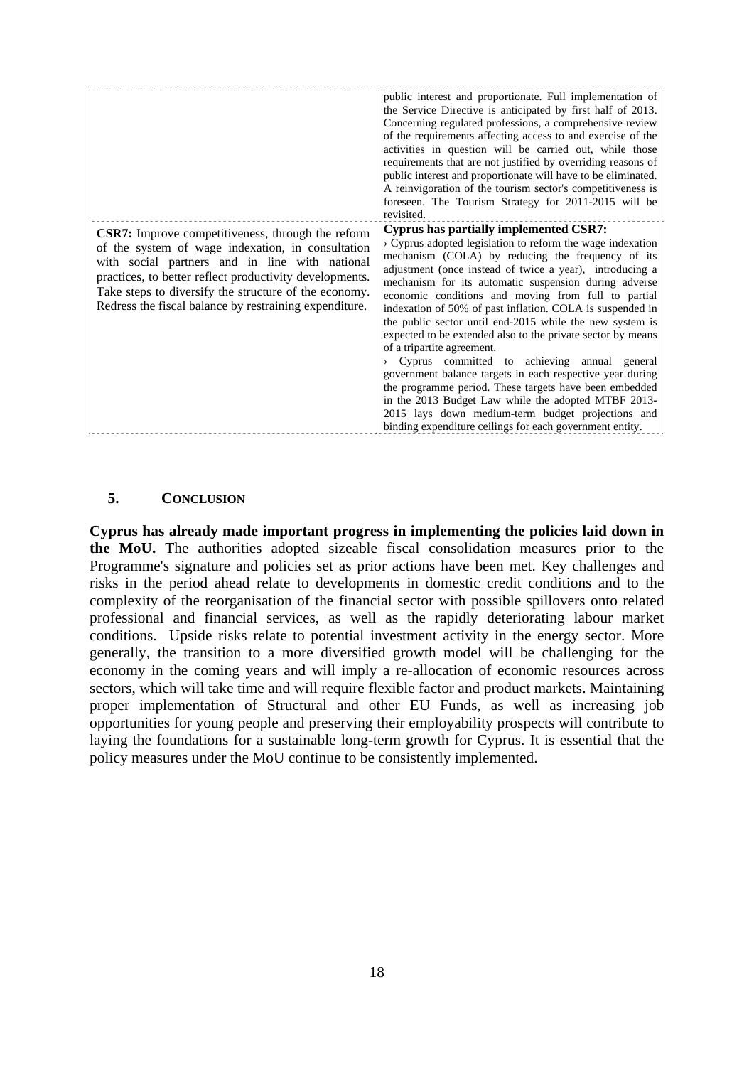| | |
|---|---|
| | public interest and proportionate. Full implementation of the Service Directive is anticipated by first half of 2013. Concerning regulated professions, a comprehensive review of the requirements affecting access to and exercise of the activities in question will be carried out, while those requirements that are not justified by overriding reasons of public interest and proportionate will have to be eliminated. A reinvigoration of the tourism sector's competitiveness is foreseen. The Tourism Strategy for 2011-2015 will be revisited. |
| **CSR7:** Improve competitiveness, through the reform of the system of wage indexation, in consultation with social partners and in line with national practices, to better reflect productivity developments. Take steps to diversify the structure of the economy. Redress the fiscal balance by restraining expenditure. | **Cyprus has partially implemented CSR7:**<br>› Cyprus adopted legislation to reform the wage indexation mechanism (COLA) by reducing the frequency of its adjustment (once instead of twice a year), introducing a mechanism for its automatic suspension during adverse economic conditions and moving from full to partial indexation of 50% of past inflation. COLA is suspended in the public sector until end-2015 while the new system is expected to be extended also to the private sector by means of a tripartite agreement.<br>› Cyprus committed to achieving annual general government balance targets in each respective year during the programme period. These targets have been embedded in the 2013 Budget Law while the adopted MTBF 2013-2015 lays down medium-term budget projections and binding expenditure ceilings for each government entity. |

## 5. Conclusion

**Cyprus has already made important progress in implementing the policies laid down in the MoU.** The authorities adopted sizeable fiscal consolidation measures prior to the Programme's signature and policies set as prior actions have been met. Key challenges and risks in the period ahead relate to developments in domestic credit conditions and to the complexity of the reorganisation of the financial sector with possible spillovers onto related professional and financial services, as well as the rapidly deteriorating labour market conditions. Upside risks relate to potential investment activity in the energy sector. More generally, the transition to a more diversified growth model will be challenging for the economy in the coming years and will imply a re-allocation of economic resources across sectors, which will take time and will require flexible factor and product markets. Maintaining proper implementation of Structural and other EU Funds, as well as increasing job opportunities for young people and preserving their employability prospects will contribute to laying the foundations for a sustainable long-term growth for Cyprus. It is essential that the policy measures under the MoU continue to be consistently implemented.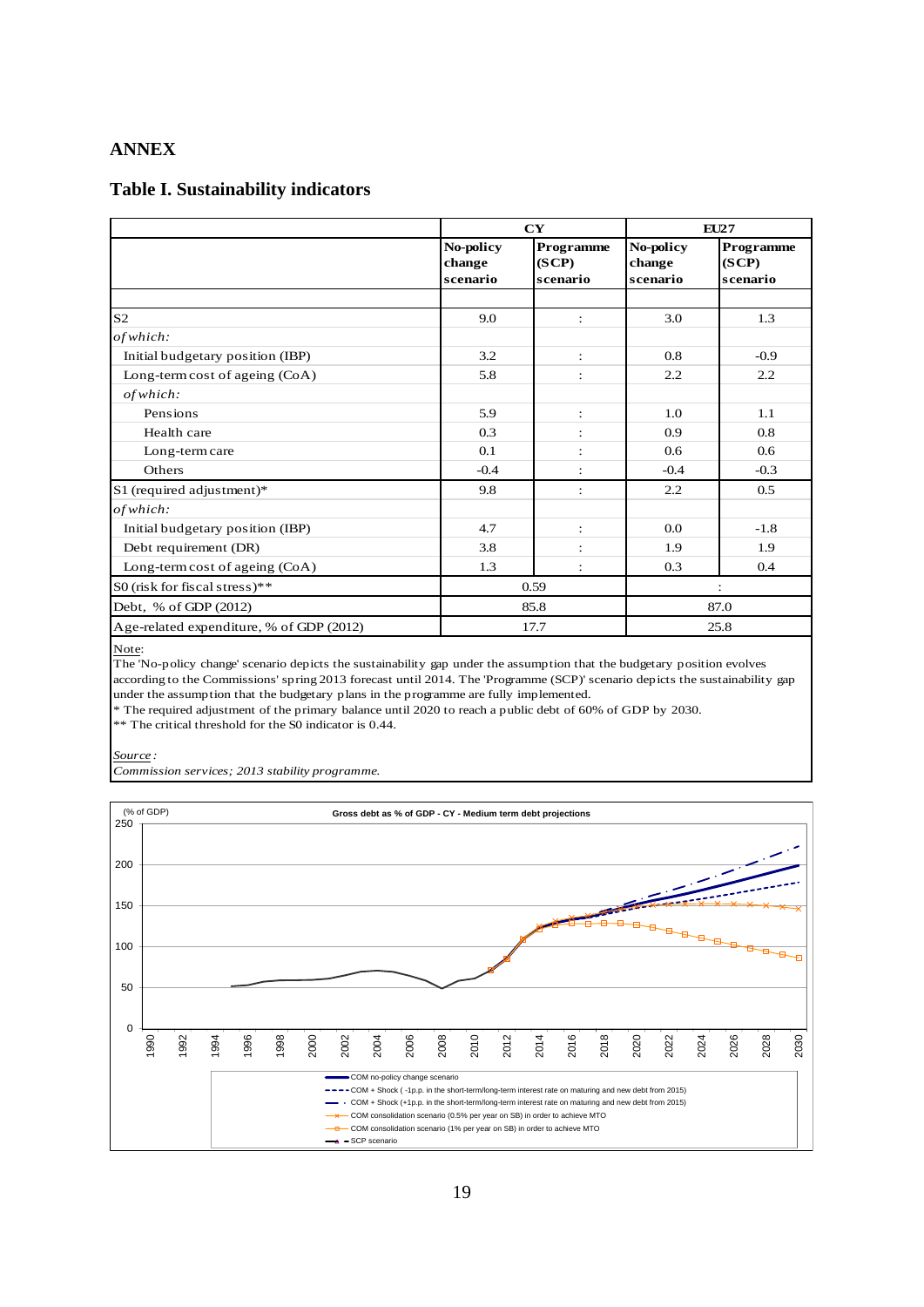## ANNEX

### Table I. Sustainability indicators

| | CY | | EU27 | |
|---|---|---|---|---|
| | **No-policy change scenario** | **Programme (SCP) scenario** | **No-policy change scenario** | **Programme (SCP) scenario** |
| S2 | 9.0 | : | 3.0 | 1.3 |
| *of which:* | | | | |
| Initial budgetary position (IBP) | 3.2 | : | 0.8 | -0.9 |
| Long-term cost of ageing (CoA) | 5.8 | : | 2.2 | 2.2 |
| *of which:* | | | | |
| Pensions | 5.9 | : | 1.0 | 1.1 |
| Health care | 0.3 | : | 0.9 | 0.8 |
| Long-term care | 0.1 | : | 0.6 | 0.6 |
| Others | -0.4 | : | -0.4 | -0.3 |
| S1 (required adjustment)* | 9.8 | : | 2.2 | 0.5 |
| *of which:* | | | | |
| Initial budgetary position (IBP) | 4.7 | : | 0.0 | -1.8 |
| Debt requirement (DR) | 3.8 | : | 1.9 | 1.9 |
| Long-term cost of ageing (CoA) | 1.3 | : | 0.3 | 0.4 |
| S0 (risk for fiscal stress)** | 0.59 | | : | |
| Debt, % of GDP (2012) | 85.8 | | 87.0 | |
| Age-related expenditure, % of GDP (2012) | 17.7 | | 25.8 | |

Note:
The 'No-policy change' scenario depicts the sustainability gap under the assumption that the budgetary position evolves according to the Commissions' spring 2013 forecast until 2014. The 'Programme (SCP)' scenario depicts the sustainability gap under the assumption that the budgetary plans in the programme are fully implemented.
* The required adjustment of the primary balance until 2020 to reach a public debt of 60% of GDP by 2030.
** The critical threshold for the S0 indicator is 0.44.

*Source:*
*Commission services; 2013 stability programme.*

**Gross debt as % of GDP - CY - Medium term debt projections**

(% of GDP)

- COM no-policy change scenario
- COM + Shock (-1p.p. in the short-term/long-term interest rate on maturing and new debt from 2015)
- COM + Shock (+1p.p. in the short-term/long-term interest rate on maturing and new debt from 2015)
- COM consolidation scenario (0.5% per year on SB) in order to achieve MTO
- COM consolidation scenario (1% per year on SB) in order to achieve MTO
- SCP scenario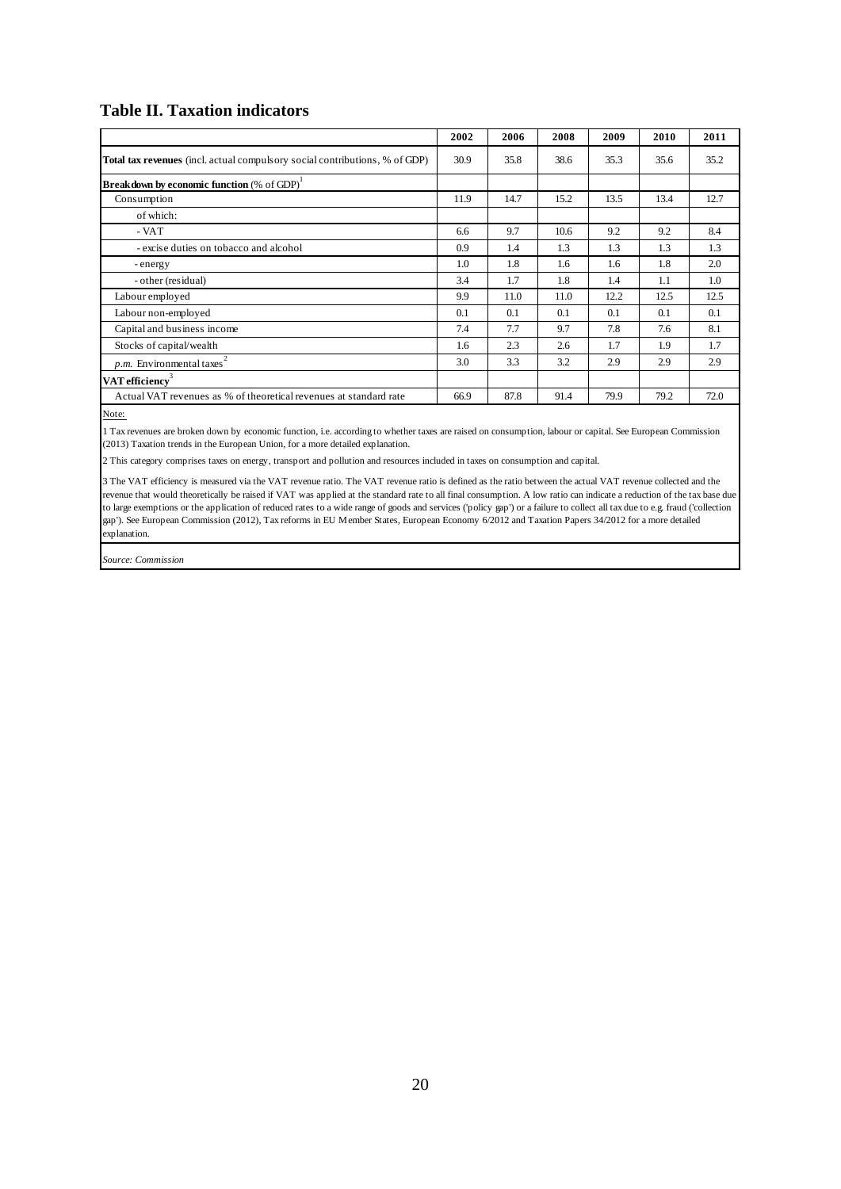## Table II. Taxation indicators

| | 2002 | 2006 | 2008 | 2009 | 2010 | 2011 |
|---|---|---|---|---|---|---|
| **Total tax revenues** (incl. actual compulsory social contributions, % of GDP) | 30.9 | 35.8 | 38.6 | 35.3 | 35.6 | 35.2 |
| **Breakdown by economic function** (% of GDP)[1] | | | | | | |
| Consumption | 11.9 | 14.7 | 15.2 | 13.5 | 13.4 | 12.7 |
| of which: | | | | | | |
| - VAT | 6.6 | 9.7 | 10.6 | 9.2 | 9.2 | 8.4 |
| - excise duties on tobacco and alcohol | 0.9 | 1.4 | 1.3 | 1.3 | 1.3 | 1.3 |
| - energy | 1.0 | 1.8 | 1.6 | 1.6 | 1.8 | 2.0 |
| - other (residual) | 3.4 | 1.7 | 1.8 | 1.4 | 1.1 | 1.0 |
| Labour employed | 9.9 | 11.0 | 11.0 | 12.2 | 12.5 | 12.5 |
| Labour non-employed | 0.1 | 0.1 | 0.1 | 0.1 | 0.1 | 0.1 |
| Capital and business income | 7.4 | 7.7 | 9.7 | 7.8 | 7.6 | 8.1 |
| Stocks of capital/wealth | 1.6 | 2.3 | 2.6 | 1.7 | 1.9 | 1.7 |
| *p.m.* Environmental taxes[2] | 3.0 | 3.3 | 3.2 | 2.9 | 2.9 | 2.9 |
| **VAT efficiency**[3] | | | | | | |
| Actual VAT revenues as % of theoretical revenues at standard rate | 66.9 | 87.8 | 91.4 | 79.9 | 79.2 | 72.0 |

Note:

1 Tax revenues are broken down by economic function, i.e. according to whether taxes are raised on consumption, labour or capital. See European Commission (2013) Taxation trends in the European Union, for a more detailed explanation.

2 This category comprises taxes on energy, transport and pollution and resources included in taxes on consumption and capital.

3 The VAT efficiency is measured via the VAT revenue ratio. The VAT revenue ratio is defined as the ratio between the actual VAT revenue collected and the revenue that would theoretically be raised if VAT was applied at the standard rate to all final consumption. A low ratio can indicate a reduction of the tax base due to large exemptions or the application of reduced rates to a wide range of goods and services ('policy gap') or a failure to collect all tax due to e.g. fraud ('collection gap'). See European Commission (2012), Tax reforms in EU Member States, European Economy 6/2012 and Taxation Papers 34/2012 for a more detailed explanation.

*Source: Commission*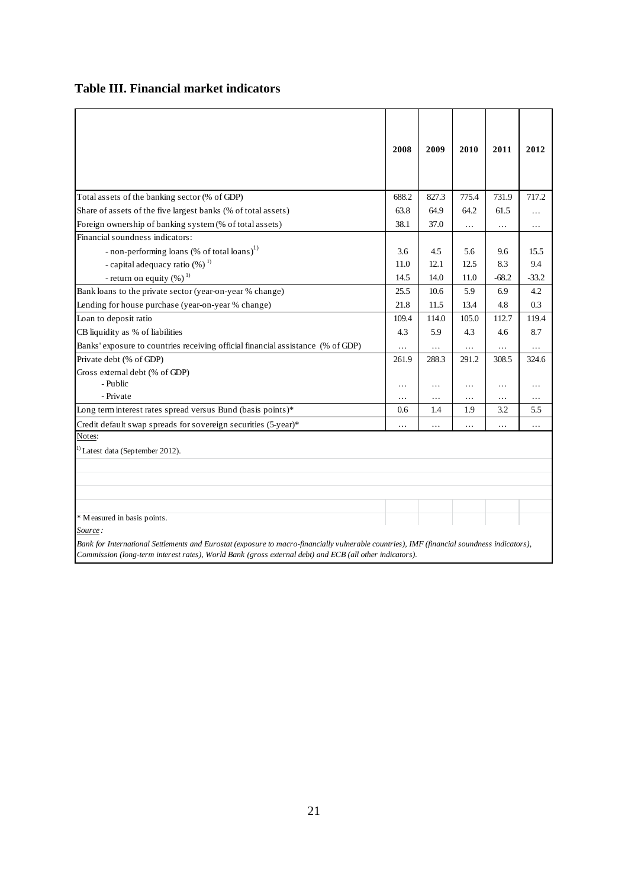## Table III. Financial market indicators

| | 2008 | 2009 | 2010 | 2011 | 2012 |
|---|---|---|---|---|---|
| Total assets of the banking sector (% of GDP) | 688.2 | 827.3 | 775.4 | 731.9 | 717.2 |
| Share of assets of the five largest banks (% of total assets) | 63.8 | 64.9 | 64.2 | 61.5 | … |
| Foreign ownership of banking system (% of total assets) | 38.1 | 37.0 | … | … | … |
| Financial soundness indicators: | | | | | |
| - non-performing loans (% of total loans)[1)] | 3.6 | 4.5 | 5.6 | 9.6 | 15.5 |
| - capital adequacy ratio (%)[1)] | 11.0 | 12.1 | 12.5 | 8.3 | 9.4 |
| - return on equity (%)[1)] | 14.5 | 14.0 | 11.0 | -68.2 | -33.2 |
| Bank loans to the private sector (year-on-year % change) | 25.5 | 10.6 | 5.9 | 6.9 | 4.2 |
| Lending for house purchase (year-on-year % change) | 21.8 | 11.5 | 13.4 | 4.8 | 0.3 |
| Loan to deposit ratio | 109.4 | 114.0 | 105.0 | 112.7 | 119.4 |
| CB liquidity as % of liabilities | 4.3 | 5.9 | 4.3 | 4.6 | 8.7 |
| Banks' exposure to countries receiving official financial assistance (% of GDP) | … | … | … | … | … |
| Private debt (% of GDP) | 261.9 | 288.3 | 291.2 | 308.5 | 324.6 |
| Gross external debt (% of GDP) | | | | | |
| - Public | … | … | … | … | … |
| - Private | … | … | … | … | … |
| Long term interest rates spread versus Bund (basis points)* | 0.6 | 1.4 | 1.9 | 3.2 | 5.5 |
| Credit default swap spreads for sovereign securities (5-year)* | … | … | … | … | … |

Notes:

[1)] Latest data (September 2012).

* Measured in basis points.

*Source :*

*Bank for International Settlements and Eurostat (exposure to macro-financially vulnerable countries), IMF (financial soundness indicators), Commission (long-term interest rates), World Bank (gross external debt) and ECB (all other indicators).*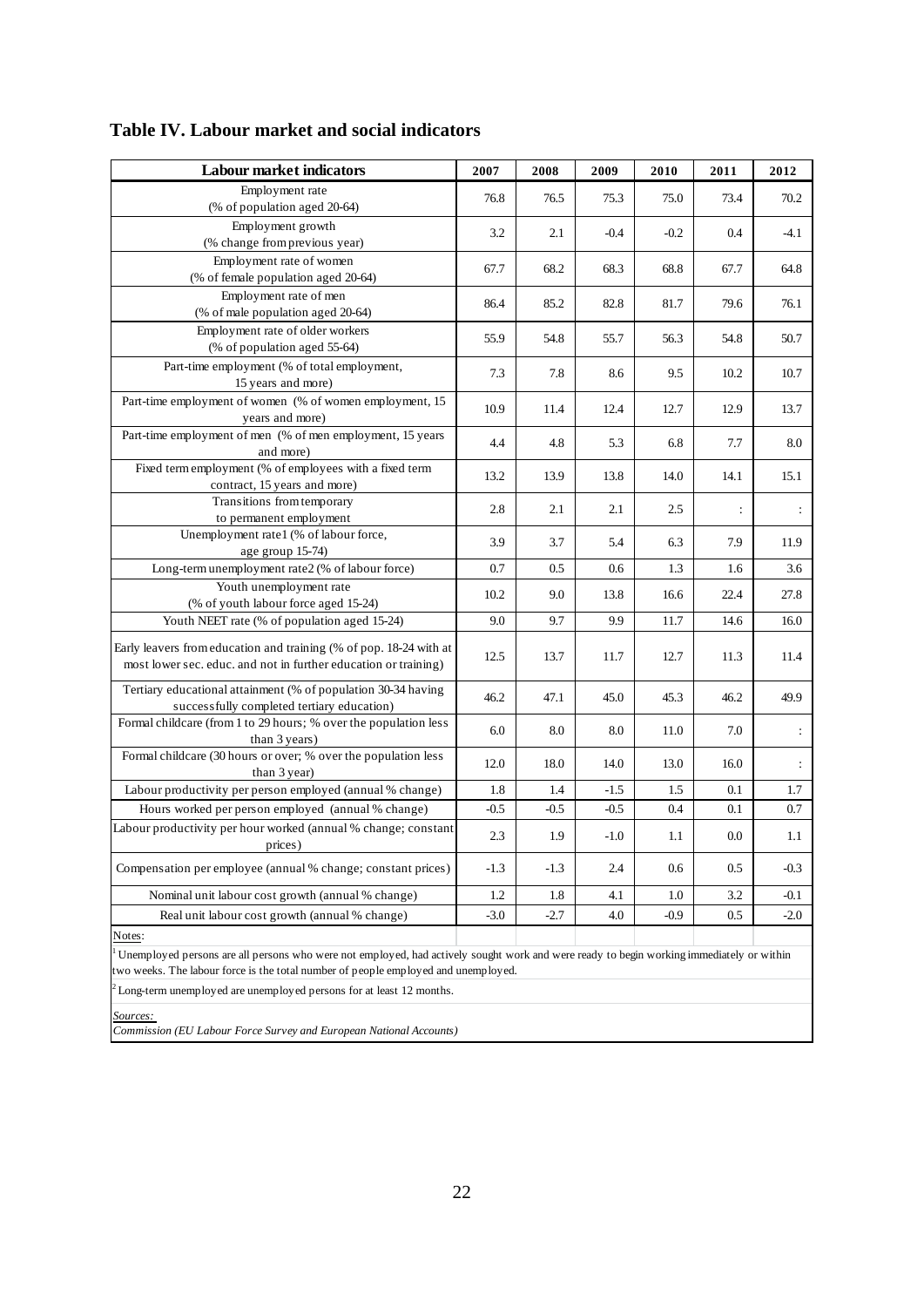## Table IV. Labour market and social indicators

| Labour market indicators | 2007 | 2008 | 2009 | 2010 | 2011 | 2012 |
|---|---|---|---|---|---|---|
| Employment rate (% of population aged 20-64) | 76.8 | 76.5 | 75.3 | 75.0 | 73.4 | 70.2 |
| Employment growth (% change from previous year) | 3.2 | 2.1 | -0.4 | -0.2 | 0.4 | -4.1 |
| Employment rate of women (% of female population aged 20-64) | 67.7 | 68.2 | 68.3 | 68.8 | 67.7 | 64.8 |
| Employment rate of men (% of male population aged 20-64) | 86.4 | 85.2 | 82.8 | 81.7 | 79.6 | 76.1 |
| Employment rate of older workers (% of population aged 55-64) | 55.9 | 54.8 | 55.7 | 56.3 | 54.8 | 50.7 |
| Part-time employment (% of total employment, 15 years and more) | 7.3 | 7.8 | 8.6 | 9.5 | 10.2 | 10.7 |
| Part-time employment of women (% of women employment, 15 years and more) | 10.9 | 11.4 | 12.4 | 12.7 | 12.9 | 13.7 |
| Part-time employment of men (% of men employment, 15 years and more) | 4.4 | 4.8 | 5.3 | 6.8 | 7.7 | 8.0 |
| Fixed term employment (% of employees with a fixed term contract, 15 years and more) | 13.2 | 13.9 | 13.8 | 14.0 | 14.1 | 15.1 |
| Transitions from temporary to permanent employment | 2.8 | 2.1 | 2.1 | 2.5 | : | : |
| Unemployment rate1 (% of labour force, age group 15-74) | 3.9 | 3.7 | 5.4 | 6.3 | 7.9 | 11.9 |
| Long-term unemployment rate2 (% of labour force) | 0.7 | 0.5 | 0.6 | 1.3 | 1.6 | 3.6 |
| Youth unemployment rate (% of youth labour force aged 15-24) | 10.2 | 9.0 | 13.8 | 16.6 | 22.4 | 27.8 |
| Youth NEET rate (% of population aged 15-24) | 9.0 | 9.7 | 9.9 | 11.7 | 14.6 | 16.0 |
| Early leavers from education and training (% of pop. 18-24 with at most lower sec. educ. and not in further education or training) | 12.5 | 13.7 | 11.7 | 12.7 | 11.3 | 11.4 |
| Tertiary educational attainment (% of population 30-34 having successfully completed tertiary education) | 46.2 | 47.1 | 45.0 | 45.3 | 46.2 | 49.9 |
| Formal childcare (from 1 to 29 hours; % over the population less than 3 years) | 6.0 | 8.0 | 8.0 | 11.0 | 7.0 | : |
| Formal childcare (30 hours or over; % over the population less than 3 year) | 12.0 | 18.0 | 14.0 | 13.0 | 16.0 | : |
| Labour productivity per person employed (annual % change) | 1.8 | 1.4 | -1.5 | 1.5 | 0.1 | 1.7 |
| Hours worked per person employed (annual % change) | -0.5 | -0.5 | -0.5 | 0.4 | 0.1 | 0.7 |
| Labour productivity per hour worked (annual % change; constant prices) | 2.3 | 1.9 | -1.0 | 1.1 | 0.0 | 1.1 |
| Compensation per employee (annual % change; constant prices) | -1.3 | -1.3 | 2.4 | 0.6 | 0.5 | -0.3 |
| Nominal unit labour cost growth (annual % change) | 1.2 | 1.8 | 4.1 | 1.0 | 3.2 | -0.1 |
| Real unit labour cost growth (annual % change) | -3.0 | -2.7 | 4.0 | -0.9 | 0.5 | -2.0 |

Notes:

[1] Unemployed persons are all persons who were not employed, had actively sought work and were ready to begin working immediately or within two weeks. The labour force is the total number of people employed and unemployed.

[2] Long-term unemployed are unemployed persons for at least 12 months.

*Sources:*

*Commission (EU Labour Force Survey and European National Accounts)*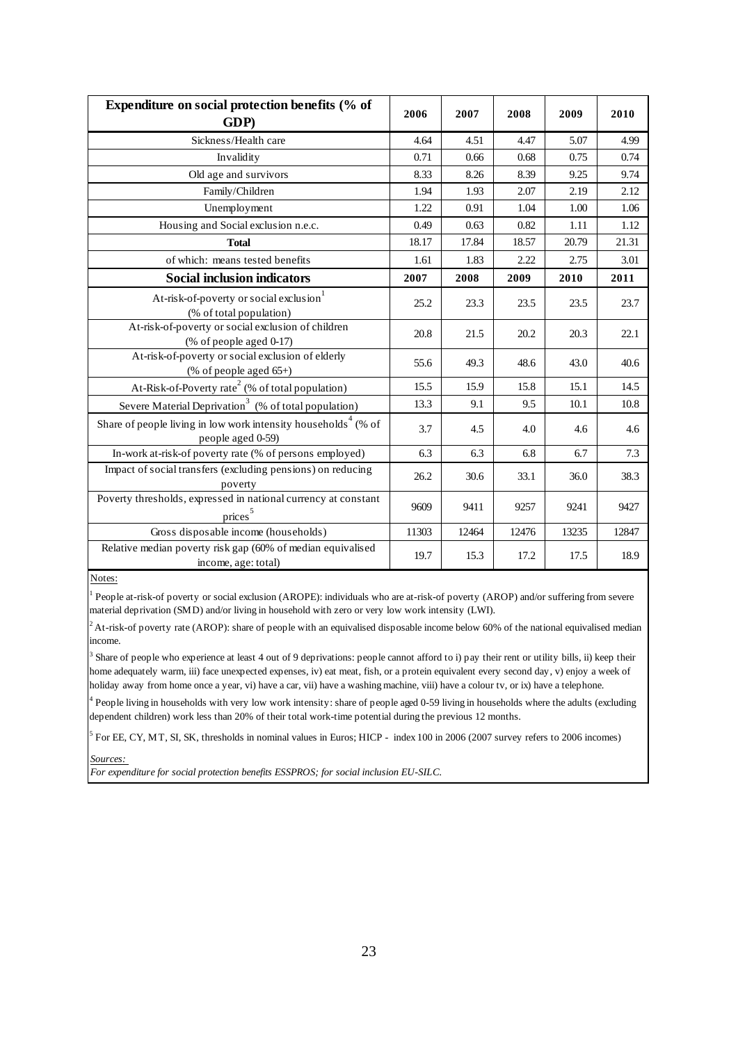| Expenditure on social protection benefits (% of GDP) | 2006 | 2007 | 2008 | 2009 | 2010 |
|---|---|---|---|---|---|
| Sickness/Health care | 4.64 | 4.51 | 4.47 | 5.07 | 4.99 |
| Invalidity | 0.71 | 0.66 | 0.68 | 0.75 | 0.74 |
| Old age and survivors | 8.33 | 8.26 | 8.39 | 9.25 | 9.74 |
| Family/Children | 1.94 | 1.93 | 2.07 | 2.19 | 2.12 |
| Unemployment | 1.22 | 0.91 | 1.04 | 1.00 | 1.06 |
| Housing and Social exclusion n.e.c. | 0.49 | 0.63 | 0.82 | 1.11 | 1.12 |
| **Total** | 18.17 | 17.84 | 18.57 | 20.79 | 21.31 |
| of which: means tested benefits | 1.61 | 1.83 | 2.22 | 2.75 | 3.01 |
| **Social inclusion indicators** | **2007** | **2008** | **2009** | **2010** | **2011** |
| At-risk-of-poverty or social exclusion[1] (% of total population) | 25.2 | 23.3 | 23.5 | 23.5 | 23.7 |
| At-risk-of-poverty or social exclusion of children (% of people aged 0-17) | 20.8 | 21.5 | 20.2 | 20.3 | 22.1 |
| At-risk-of-poverty or social exclusion of elderly (% of people aged 65+) | 55.6 | 49.3 | 48.6 | 43.0 | 40.6 |
| At-Risk-of-Poverty rate[2] (% of total population) | 15.5 | 15.9 | 15.8 | 15.1 | 14.5 |
| Severe Material Deprivation[3] (% of total population) | 13.3 | 9.1 | 9.5 | 10.1 | 10.8 |
| Share of people living in low work intensity households[4] (% of people aged 0-59) | 3.7 | 4.5 | 4.0 | 4.6 | 4.6 |
| In-work at-risk-of poverty rate (% of persons employed) | 6.3 | 6.3 | 6.8 | 6.7 | 7.3 |
| Impact of social transfers (excluding pensions) on reducing poverty | 26.2 | 30.6 | 33.1 | 36.0 | 38.3 |
| Poverty thresholds, expressed in national currency at constant prices[5] | 9609 | 9411 | 9257 | 9241 | 9427 |
| Gross disposable income (households) | 11303 | 12464 | 12476 | 13235 | 12847 |
| Relative median poverty risk gap (60% of median equivalised income, age: total) | 19.7 | 15.3 | 17.2 | 17.5 | 18.9 |

Notes:

[1] People at-risk-of poverty or social exclusion (AROPE): individuals who are at-risk-of poverty (AROP) and/or suffering from severe material deprivation (SMD) and/or living in household with zero or very low work intensity (LWI).

[2] At-risk-of poverty rate (AROP): share of people with an equivalised disposable income below 60% of the national equivalised median income.

[3] Share of people who experience at least 4 out of 9 deprivations: people cannot afford to i) pay their rent or utility bills, ii) keep their home adequately warm, iii) face unexpected expenses, iv) eat meat, fish, or a protein equivalent every second day, v) enjoy a week of holiday away from home once a year, vi) have a car, vii) have a washing machine, viii) have a colour tv, or ix) have a telephone.

[4] People living in households with very low work intensity: share of people aged 0-59 living in households where the adults (excluding dependent children) work less than 20% of their total work-time potential during the previous 12 months.

[5] For EE, CY, MT, SI, SK, thresholds in nominal values in Euros; HICP - index 100 in 2006 (2007 survey refers to 2006 incomes)

*Sources:*

*For expenditure for social protection benefits ESSPROS; for social inclusion EU-SILC.*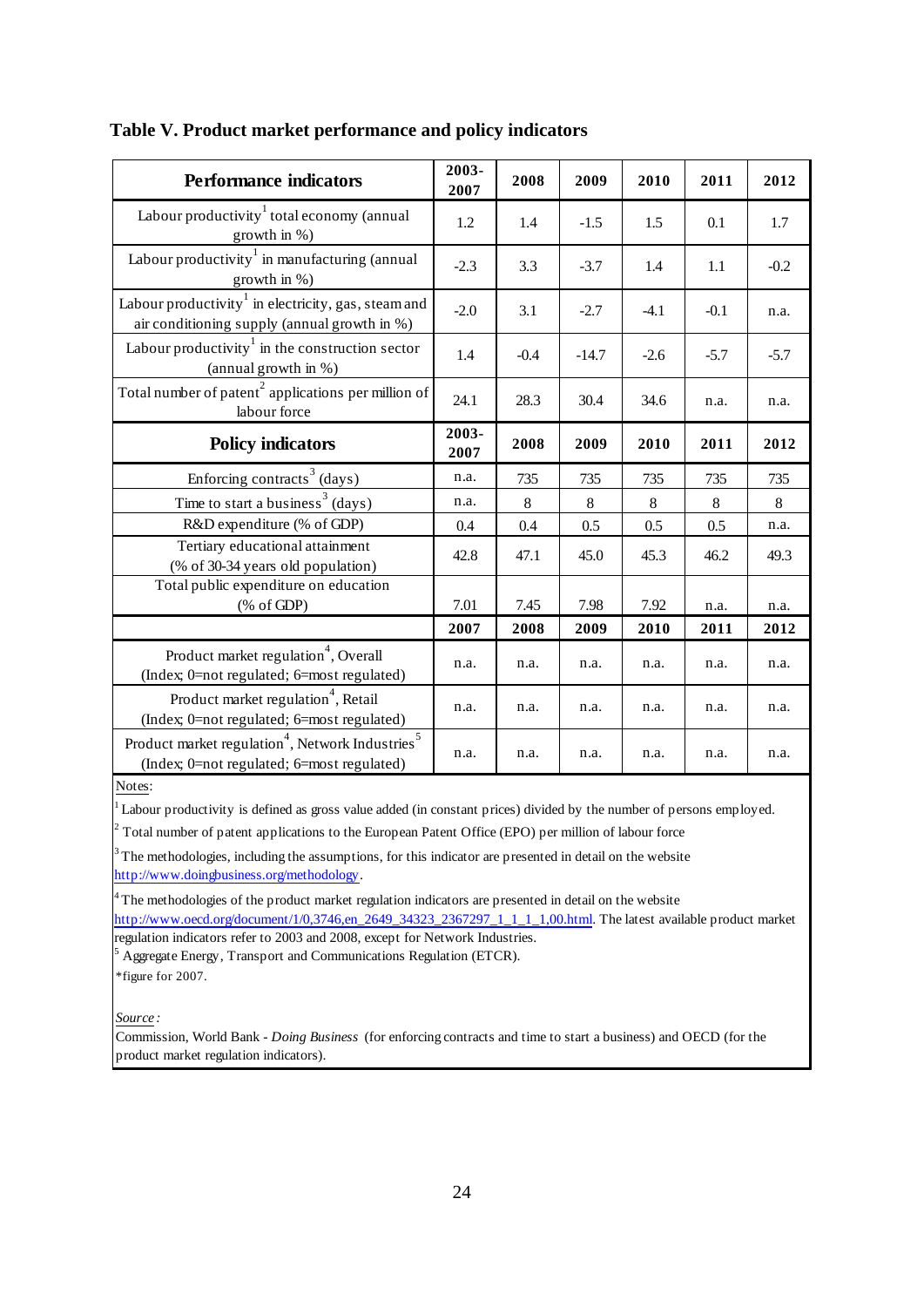**Table V. Product market performance and policy indicators**

| Performance indicators | 2003-2007 | 2008 | 2009 | 2010 | 2011 | 2012 |
|---|---|---|---|---|---|---|
| Labour productivity[1] total economy (annual growth in %) | 1.2 | 1.4 | -1.5 | 1.5 | 0.1 | 1.7 |
| Labour productivity[1] in manufacturing (annual growth in %) | -2.3 | 3.3 | -3.7 | 1.4 | 1.1 | -0.2 |
| Labour productivity[1] in electricity, gas, steam and air conditioning supply (annual growth in %) | -2.0 | 3.1 | -2.7 | -4.1 | -0.1 | n.a. |
| Labour productivity[1] in the construction sector (annual growth in %) | 1.4 | -0.4 | -14.7 | -2.6 | -5.7 | -5.7 |
| Total number of patent[2] applications per million of labour force | 24.1 | 28.3 | 30.4 | 34.6 | n.a. | n.a. |
| **Policy indicators** | **2003-2007** | **2008** | **2009** | **2010** | **2011** | **2012** |
| Enforcing contracts[3] (days) | n.a. | 735 | 735 | 735 | 735 | 735 |
| Time to start a business[3] (days) | n.a. | 8 | 8 | 8 | 8 | 8 |
| R&D expenditure (% of GDP) | 0.4 | 0.4 | 0.5 | 0.5 | 0.5 | n.a. |
| Tertiary educational attainment (% of 30-34 years old population) | 42.8 | 47.1 | 45.0 | 45.3 | 46.2 | 49.3 |
| Total public expenditure on education (% of GDP) | 7.01 | 7.45 | 7.98 | 7.92 | n.a. | n.a. |
| | **2007** | **2008** | **2009** | **2010** | **2011** | **2012** |
| Product market regulation[4], Overall (Index; 0=not regulated; 6=most regulated) | n.a. | n.a. | n.a. | n.a. | n.a. | n.a. |
| Product market regulation[4], Retail (Index; 0=not regulated; 6=most regulated) | n.a. | n.a. | n.a. | n.a. | n.a. | n.a. |
| Product market regulation[4], Network Industries[5] (Index; 0=not regulated; 6=most regulated) | n.a. | n.a. | n.a. | n.a. | n.a. | n.a. |

Notes:

[1] Labour productivity is defined as gross value added (in constant prices) divided by the number of persons employed.

[2] Total number of patent applications to the European Patent Office (EPO) per million of labour force

[3] The methodologies, including the assumptions, for this indicator are presented in detail on the website http://www.doingbusiness.org/methodology.

[4] The methodologies of the product market regulation indicators are presented in detail on the website http://www.oecd.org/document/1/0,3746,en_2649_34323_2367297_1_1_1_1,00.html. The latest available product market regulation indicators refer to 2003 and 2008, except for Network Industries.

[5] Aggregate Energy, Transport and Communications Regulation (ETCR).

*figure for 2007.

*Source:*

Commission, World Bank - *Doing Business* (for enforcing contracts and time to start a business) and OECD (for the product market regulation indicators).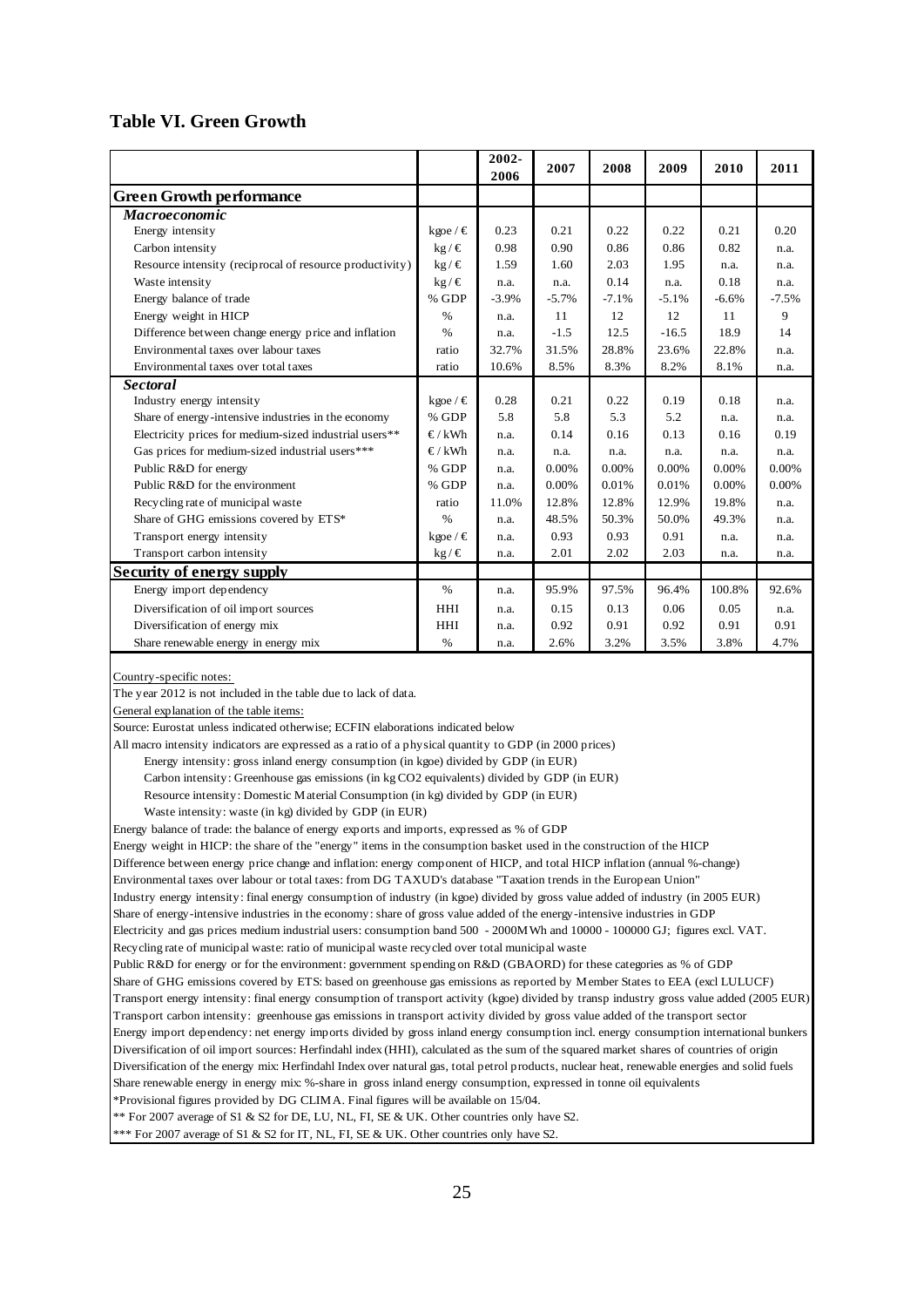## Table VI. Green Growth

| | | 2002-2006 | 2007 | 2008 | 2009 | 2010 | 2011 |
|---|---|---|---|---|---|---|---|
| **Green Growth performance** | | | | | | | |
| ***Macroeconomic*** | | | | | | | |
| Energy intensity | kgoe / € | 0.23 | 0.21 | 0.22 | 0.22 | 0.21 | 0.20 |
| Carbon intensity | kg / € | 0.98 | 0.90 | 0.86 | 0.86 | 0.82 | n.a. |
| Resource intensity (reciprocal of resource productivity) | kg / € | 1.59 | 1.60 | 2.03 | 1.95 | n.a. | n.a. |
| Waste intensity | kg / € | n.a. | n.a. | 0.14 | n.a. | 0.18 | n.a. |
| Energy balance of trade | % GDP | -3.9% | -5.7% | -7.1% | -5.1% | -6.6% | -7.5% |
| Energy weight in HICP | % | n.a. | 11 | 12 | 12 | 11 | 9 |
| Difference between change energy price and inflation | % | n.a. | -1.5 | 12.5 | -16.5 | 18.9 | 14 |
| Environmental taxes over labour taxes | ratio | 32.7% | 31.5% | 28.8% | 23.6% | 22.8% | n.a. |
| Environmental taxes over total taxes | ratio | 10.6% | 8.5% | 8.3% | 8.2% | 8.1% | n.a. |
| ***Sectoral*** | | | | | | | |
| Industry energy intensity | kgoe / € | 0.28 | 0.21 | 0.22 | 0.19 | 0.18 | n.a. |
| Share of energy-intensive industries in the economy | % GDP | 5.8 | 5.8 | 5.3 | 5.2 | n.a. | n.a. |
| Electricity prices for medium-sized industrial users** | € / kWh | n.a. | 0.14 | 0.16 | 0.13 | 0.16 | 0.19 |
| Gas prices for medium-sized industrial users*** | € / kWh | n.a. | n.a. | n.a. | n.a. | n.a. | n.a. |
| Public R&D for energy | % GDP | n.a. | 0.00% | 0.00% | 0.00% | 0.00% | 0.00% |
| Public R&D for the environment | % GDP | n.a. | 0.00% | 0.01% | 0.01% | 0.00% | 0.00% |
| Recycling rate of municipal waste | ratio | 11.0% | 12.8% | 12.8% | 12.9% | 19.8% | n.a. |
| Share of GHG emissions covered by ETS* | % | n.a. | 48.5% | 50.3% | 50.0% | 49.3% | n.a. |
| Transport energy intensity | kgoe / € | n.a. | 0.93 | 0.93 | 0.91 | n.a. | n.a. |
| Transport carbon intensity | kg / € | n.a. | 2.01 | 2.02 | 2.03 | n.a. | n.a. |
| **Security of energy supply** | | | | | | | |
| Energy import dependency | % | n.a. | 95.9% | 97.5% | 96.4% | 100.8% | 92.6% |
| Diversification of oil import sources | HHI | n.a. | 0.15 | 0.13 | 0.06 | 0.05 | n.a. |
| Diversification of energy mix | HHI | n.a. | 0.92 | 0.91 | 0.92 | 0.91 | 0.91 |
| Share renewable energy in energy mix | % | n.a. | 2.6% | 3.2% | 3.5% | 3.8% | 4.7% |

Country-specific notes:

The year 2012 is not included in the table due to lack of data.

General explanation of the table items:

Source: Eurostat unless indicated otherwise; ECFIN elaborations indicated below

All macro intensity indicators are expressed as a ratio of a physical quantity to GDP (in 2000 prices)

Energy intensity: gross inland energy consumption (in kgoe) divided by GDP (in EUR)

Carbon intensity: Greenhouse gas emissions (in kg CO2 equivalents) divided by GDP (in EUR)

Resource intensity: Domestic Material Consumption (in kg) divided by GDP (in EUR)

Waste intensity: waste (in kg) divided by GDP (in EUR)

Energy balance of trade: the balance of energy exports and imports, expressed as % of GDP

Energy weight in HICP: the share of the "energy" items in the consumption basket used in the construction of the HICP

Difference between energy price change and inflation: energy component of HICP, and total HICP inflation (annual %-change)

Environmental taxes over labour or total taxes: from DG TAXUD's database "Taxation trends in the European Union"

Industry energy intensity: final energy consumption of industry (in kgoe) divided by gross value added of industry (in 2005 EUR)

Share of energy-intensive industries in the economy: share of gross value added of the energy-intensive industries in GDP

Electricity and gas prices medium industrial users: consumption band 500 - 2000MWh and 10000 - 100000 GJ; figures excl. VAT.

Recycling rate of municipal waste: ratio of municipal waste recycled over total municipal waste

Public R&D for energy or for the environment: government spending on R&D (GBAORD) for these categories as % of GDP

Share of GHG emissions covered by ETS: based on greenhouse gas emissions as reported by Member States to EEA (excl LULUCF)

Transport energy intensity: final energy consumption of transport activity (kgoe) divided by transp industry gross value added (2005 EUR)

Transport carbon intensity: greenhouse gas emissions in transport activity divided by gross value added of the transport sector

Energy import dependency: net energy imports divided by gross inland energy consumption incl. energy consumption international bunkers

Diversification of oil import sources: Herfindahl index (HHI), calculated as the sum of the squared market shares of countries of origin

Diversification of the energy mix: Herfindahl Index over natural gas, total petrol products, nuclear heat, renewable energies and solid fuels

Share renewable energy in energy mix: %-share in gross inland energy consumption, expressed in tonne oil equivalents

*Provisional figures provided by DG CLIMA. Final figures will be available on 15/04.

** For 2007 average of S1 & S2 for DE, LU, NL, FI, SE & UK. Other countries only have S2.

*** For 2007 average of S1 & S2 for IT, NL, FI, SE & UK. Other countries only have S2.